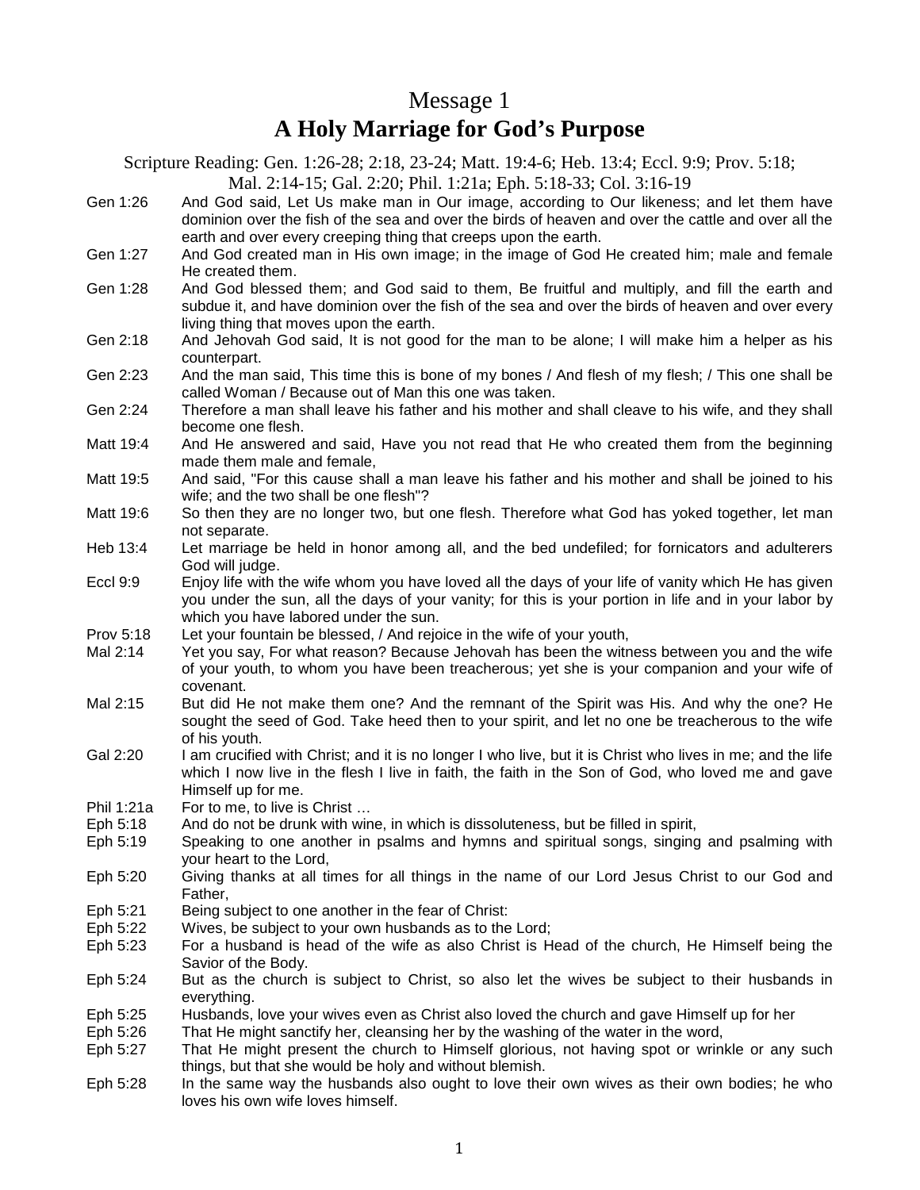# Message 1

## A Holy Marriage for God's Purpose

Scripture Reading: Gen. 1:26-28; 2:18, 23-24; Matt. 19:4-6; Heb. 13:4; Eccl. 9:9; Prov. 5:18; Mal. 2:14-15; Gal. 2:20; Phil. 1:21a; Eph. 5:18-33; Col. 3:16-19

Gen 1:26 And God said, Let Us make man in Our image, according to Our likeness; and let them have dominion over the fish of the sea and over the birds of heaven and over the cattle and over all the earth and over every creeping thing that creeps upon the earth.

Gen 1:27 And God created man in His own image; in the image of God He created him; male and female He created them.

Gen 1:28 And God blessed them; and God said to them, Be fruitful and multiply, and fill the earth and subdue it, and have dominion over the fish of the sea and over the birds of heaven and over every living thing that moves upon the earth.

Gen 2:18 And Jehovah God said, It is not good for the man to be alone; I will make him a helper as his counterpart.

Gen 2:23 And the man said, This time this is bone of my bones / And flesh of my flesh; / This one shall be called Woman / Because out of Man this one was taken.

Gen 2:24 Therefore a man shall leave his father and his mother and shall cleave to his wife, and they shall become one flesh.

Matt 19:4 And He answered and said, Have you not read that He who created them from the beginning made them male and female,

Matt 19:5 And said, "For this cause shall a man leave his father and his mother and shall be joined to his wife; and the two shall be one flesh"?

Matt 19:6 So then they are no longer two, but one flesh. Therefore what God has yoked together, let man not separate.

Heb 13:4 Let marriage be held in honor among all, and the bed undefiled; for fornicators and adulterers God will judge.

Eccl 9:9 Enjoy life with the wife whom you have loved all the days of your life of vanity which He has given you under the sun, all the days of your vanity; for this is your portion in life and in your labor by which you have labored under the sun.

Prov 5:18 Let your fountain be blessed, / And rejoice in the wife of your youth,

Mal 2:14 Yet you say, For what reason? Because Jehovah has been the witness between you and the wife of your youth, to whom you have been treacherous; yet she is your companion and your wife of covenant.

Mal 2:15 But did He not make them one? And the remnant of the Spirit was His. And why the one? He sought the seed of God. Take heed then to your spirit, and let no one be treacherous to the wife of his youth.

Gal 2:20 I am crucified with Christ; and it is no longer I who live, but it is Christ who lives in me; and the life which I now live in the flesh I live in faith, the faith in the Son of God, who loved me and gave Himself up for me.

Phil 1:21a For to me, to live is Christ …

Eph 5:18 And do not be drunk with wine, in which is dissoluteness, but be filled in spirit,

Eph 5:19 Speaking to one another in psalms and hymns and spiritual songs, singing and psalming with your heart to the Lord,

Eph 5:20 Giving thanks at all times for all things in the name of our Lord Jesus Christ to our God and Father,

Eph 5:21 Being subject to one another in the fear of Christ:

Eph 5:22 Wives, be subject to your own husbands as to the Lord;

Eph 5:23 For a husband is head of the wife as also Christ is Head of the church, He Himself being the Savior of the Body.

Eph 5:24 But as the church is subject to Christ, so also let the wives be subject to their husbands in everything.

Eph 5:25 Husbands, love your wives even as Christ also loved the church and gave Himself up for her

Eph 5:26 That He might sanctify her, cleansing her by the washing of the water in the word,

Eph 5:27 That He might present the church to Himself glorious, not having spot or wrinkle or any such things, but that she would be holy and without blemish.

Eph 5:28 In the same way the husbands also ought to love their own wives as their own bodies; he who loves his own wife loves himself.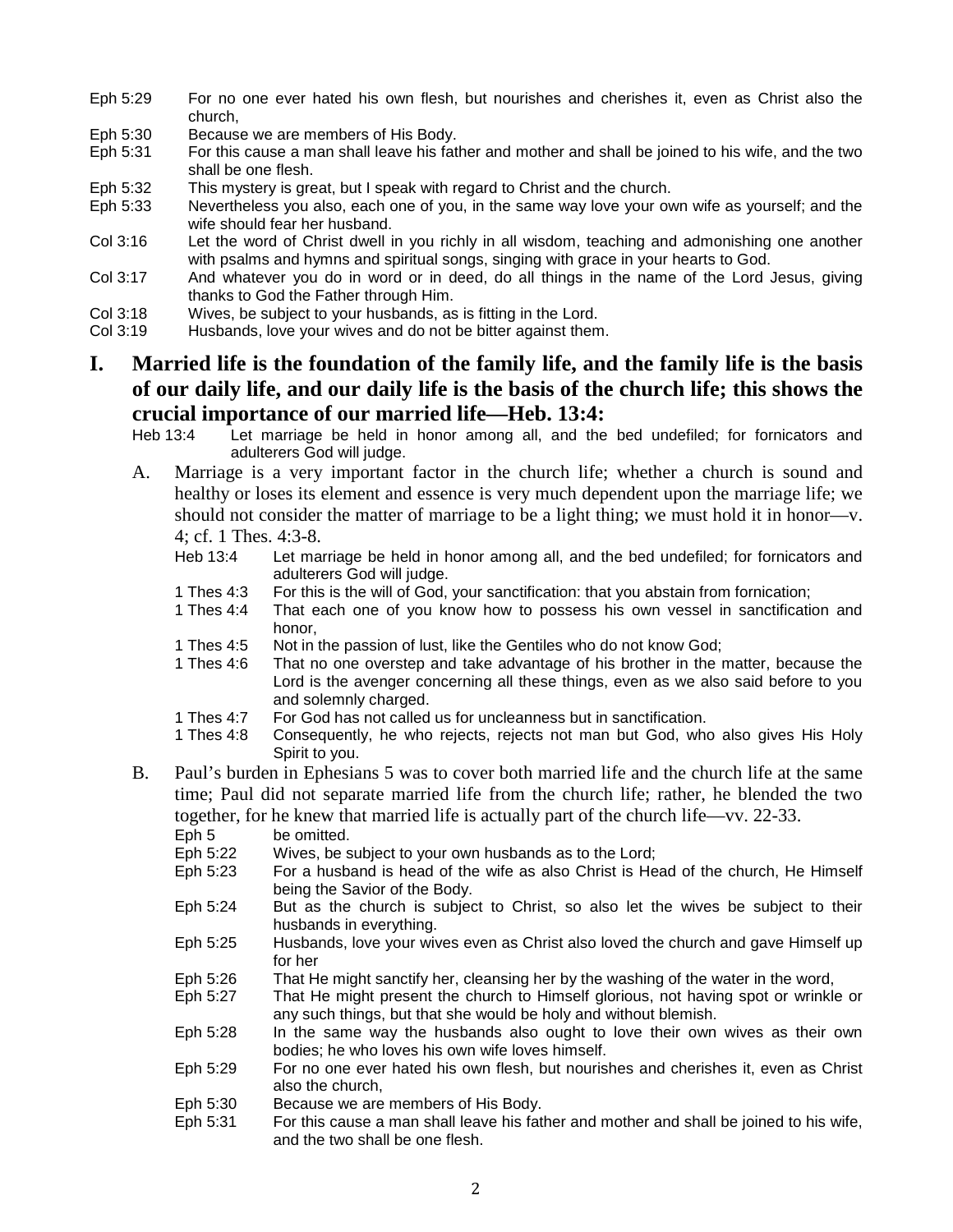Eph 5:29 For no one ever hated his own flesh, but nourishes and cherishes it, even as Christ also the church,

Eph 5:30 Because we are members of His Body.

Eph 5:31 For this cause a man shall leave his father and mother and shall be joined to his wife, and the two shall be one flesh.

Eph 5:32 This mystery is great, but I speak with regard to Christ and the church.

Eph 5:33 Nevertheless you also, each one of you, in the same way love your own wife as yourself; and the wife should fear her husband.

Col 3:16 Let the word of Christ dwell in you richly in all wisdom, teaching and admonishing one another with psalms and hymns and spiritual songs, singing with grace in your hearts to God.

Col 3:17 And whatever you do in word or in deed, do all things in the name of the Lord Jesus, giving thanks to God the Father through Him.

Col 3:18 Wives, be subject to your husbands, as is fitting in the Lord.

Col 3:19 Husbands, love your wives and do not be bitter against them.

## I. Married life is the foundation of the family life, and the family life is the basis of our daily life, and our daily life is the basis of the church life; this shows the crucial importance of our married life—Heb. 13:4:

Heb 13:4 Let marriage be held in honor among all, and the bed undefiled; for fornicators and adulterers God will judge.

A. Marriage is a very important factor in the church life; whether a church is sound and healthy or loses its element and essence is very much dependent upon the marriage life; we should not consider the matter of marriage to be a light thing; we must hold it in honor—v. 4; cf. 1 Thes. 4:3-8.

Heb 13:4 Let marriage be held in honor among all, and the bed undefiled; for fornicators and adulterers God will judge.

1 Thes 4:3 For this is the will of God, your sanctification: that you abstain from fornication;

1 Thes 4:4 That each one of you know how to possess his own vessel in sanctification and honor,

1 Thes 4:5 Not in the passion of lust, like the Gentiles who do not know God;

1 Thes 4:6 That no one overstep and take advantage of his brother in the matter, because the Lord is the avenger concerning all these things, even as we also said before to you and solemnly charged.

1 Thes 4:7 For God has not called us for uncleanness but in sanctification.

1 Thes 4:8 Consequently, he who rejects, rejects not man but God, who also gives His Holy Spirit to you.

B. Paul's burden in Ephesians 5 was to cover both married life and the church life at the same time; Paul did not separate married life from the church life; rather, he blended the two together, for he knew that married life is actually part of the church life—vv. 22-33.

Eph 5 be omitted.

Eph 5:22 Wives, be subject to your own husbands as to the Lord;

Eph 5:23 For a husband is head of the wife as also Christ is Head of the church, He Himself being the Savior of the Body.

Eph 5:24 But as the church is subject to Christ, so also let the wives be subject to their husbands in everything.

Eph 5:25 Husbands, love your wives even as Christ also loved the church and gave Himself up for her

Eph 5:26 That He might sanctify her, cleansing her by the washing of the water in the word,

Eph 5:27 That He might present the church to Himself glorious, not having spot or wrinkle or any such things, but that she would be holy and without blemish.

Eph 5:28 In the same way the husbands also ought to love their own wives as their own bodies; he who loves his own wife loves himself.

Eph 5:29 For no one ever hated his own flesh, but nourishes and cherishes it, even as Christ also the church,

Eph 5:30 Because we are members of His Body.

Eph 5:31 For this cause a man shall leave his father and mother and shall be joined to his wife, and the two shall be one flesh.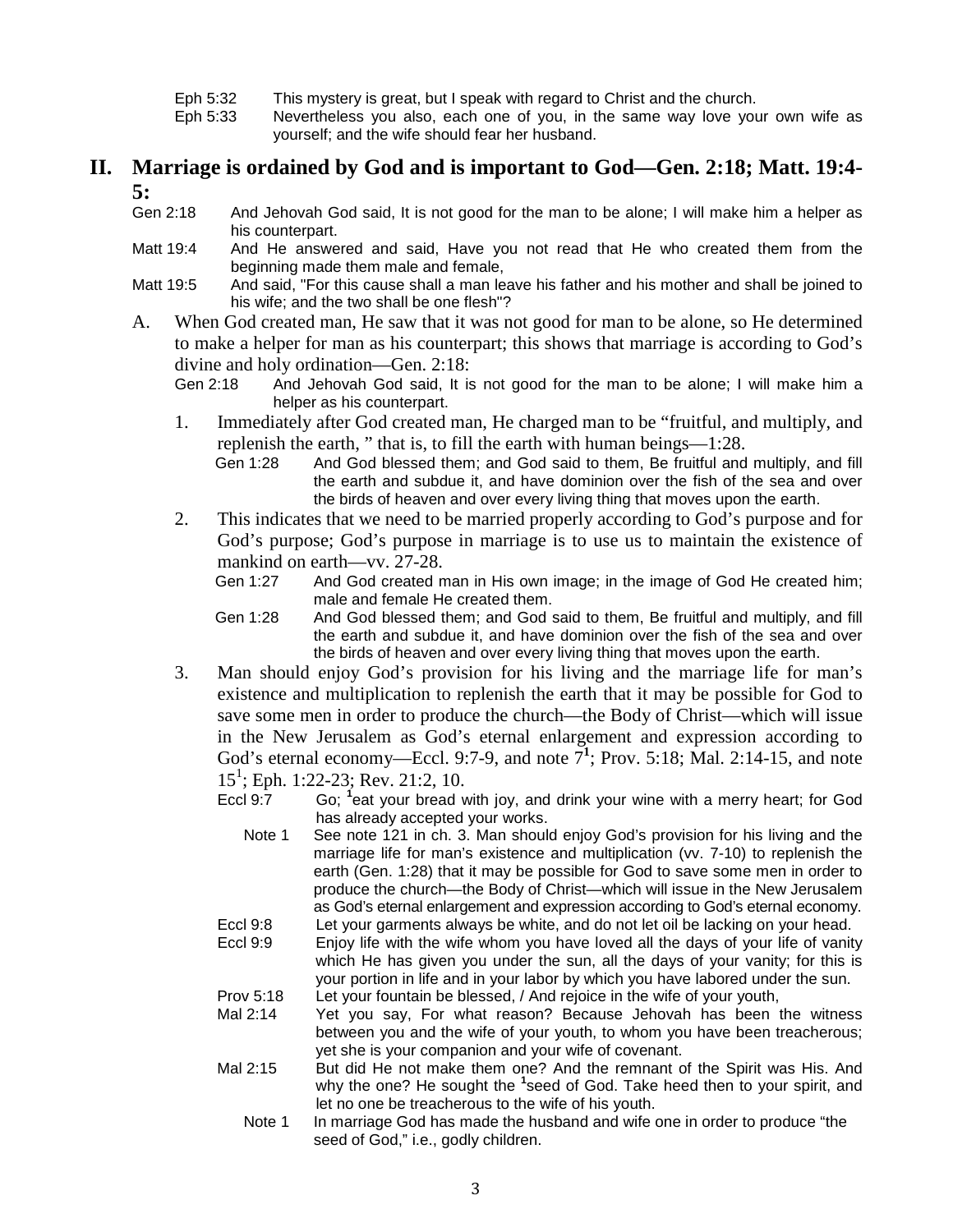Eph 5:32 This mystery is great, but I speak with regard to Christ and the church.

Eph 5:33 Nevertheless you also, each one of you, in the same way love your own wife as yourself; and the wife should fear her husband.

## II. Marriage is ordained by God and is important to God—Gen. 2:18; Matt. 19:4-5:

Gen 2:18 And Jehovah God said, It is not good for the man to be alone; I will make him a helper as his counterpart.

Matt 19:4 And He answered and said, Have you not read that He who created them from the beginning made them male and female,

Matt 19:5 And said, "For this cause shall a man leave his father and his mother and shall be joined to his wife; and the two shall be one flesh"?

A. When God created man, He saw that it was not good for man to be alone, so He determined to make a helper for man as his counterpart; this shows that marriage is according to God's divine and holy ordination—Gen. 2:18:

Gen 2:18 And Jehovah God said, It is not good for the man to be alone; I will make him a helper as his counterpart.

1. Immediately after God created man, He charged man to be "fruitful, and multiply, and replenish the earth, " that is, to fill the earth with human beings—1:28.

   Gen 1:28 And God blessed them; and God said to them, Be fruitful and multiply, and fill the earth and subdue it, and have dominion over the fish of the sea and over the birds of heaven and over every living thing that moves upon the earth.

2. This indicates that we need to be married properly according to God's purpose and for God's purpose; God's purpose in marriage is to use us to maintain the existence of mankind on earth—vv. 27-28.

   Gen 1:27 And God created man in His own image; in the image of God He created him; male and female He created them.

   Gen 1:28 And God blessed them; and God said to them, Be fruitful and multiply, and fill the earth and subdue it, and have dominion over the fish of the sea and over the birds of heaven and over every living thing that moves upon the earth.

3. Man should enjoy God's provision for his living and the marriage life for man's existence and multiplication to replenish the earth that it may be possible for God to save some men in order to produce the church—the Body of Christ—which will issue in the New Jerusalem as God's eternal enlargement and expression according to God's eternal economy—Eccl. 9:7-9, and note 7[1]; Prov. 5:18; Mal. 2:14-15, and note 15[1]; Eph. 1:22-23; Rev. 21:2, 10.

   Eccl 9:7 Go; [1]eat your bread with joy, and drink your wine with a merry heart; for God has already accepted your works.

   Note 1 See note 121 in ch. 3. Man should enjoy God's provision for his living and the marriage life for man's existence and multiplication (vv. 7-10) to replenish the earth (Gen. 1:28) that it may be possible for God to save some men in order to produce the church—the Body of Christ—which will issue in the New Jerusalem as God's eternal enlargement and expression according to God's eternal economy.

   Eccl 9:8 Let your garments always be white, and do not let oil be lacking on your head.

   Eccl 9:9 Enjoy life with the wife whom you have loved all the days of your life of vanity which He has given you under the sun, all the days of your vanity; for this is your portion in life and in your labor by which you have labored under the sun.

   Prov 5:18 Let your fountain be blessed, / And rejoice in the wife of your youth,

   Mal 2:14 Yet you say, For what reason? Because Jehovah has been the witness between you and the wife of your youth, to whom you have been treacherous; yet she is your companion and your wife of covenant.

   Mal 2:15 But did He not make them one? And the remnant of the Spirit was His. And why the one? He sought the [1]seed of God. Take heed then to your spirit, and let no one be treacherous to the wife of his youth.

   Note 1 In marriage God has made the husband and wife one in order to produce "the seed of God," i.e., godly children.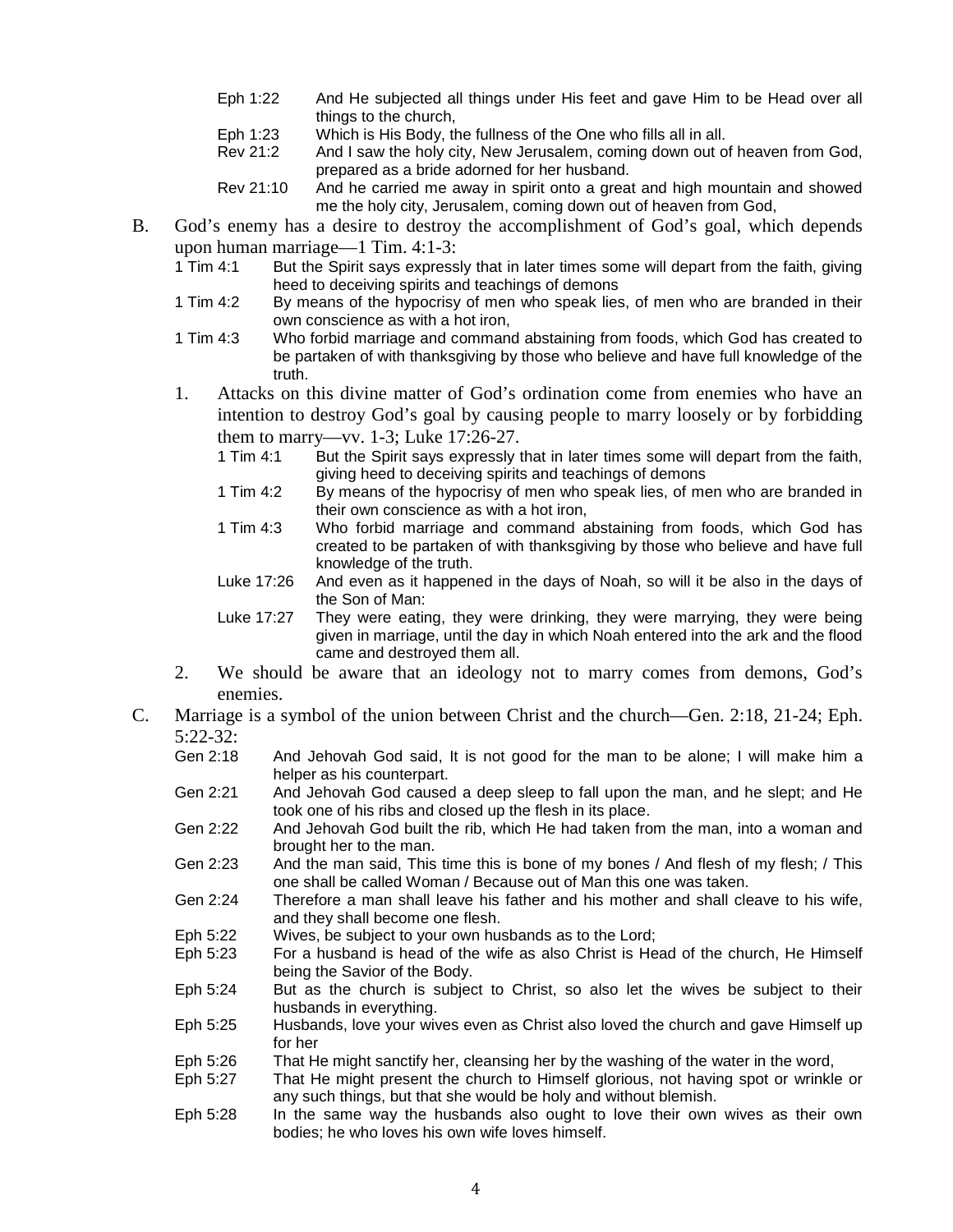Eph 1:22 And He subjected all things under His feet and gave Him to be Head over all things to the church,

Eph 1:23 Which is His Body, the fullness of the One who fills all in all.

Rev 21:2 And I saw the holy city, New Jerusalem, coming down out of heaven from God, prepared as a bride adorned for her husband.

Rev 21:10 And he carried me away in spirit onto a great and high mountain and showed me the holy city, Jerusalem, coming down out of heaven from God,

B. God's enemy has a desire to destroy the accomplishment of God's goal, which depends upon human marriage—1 Tim. 4:1-3:

1 Tim 4:1 But the Spirit says expressly that in later times some will depart from the faith, giving heed to deceiving spirits and teachings of demons

1 Tim 4:2 By means of the hypocrisy of men who speak lies, of men who are branded in their own conscience as with a hot iron,

1 Tim 4:3 Who forbid marriage and command abstaining from foods, which God has created to be partaken of with thanksgiving by those who believe and have full knowledge of the truth.

1. Attacks on this divine matter of God's ordination come from enemies who have an intention to destroy God's goal by causing people to marry loosely or by forbidding them to marry—vv. 1-3; Luke 17:26-27.

   1 Tim 4:1 But the Spirit says expressly that in later times some will depart from the faith, giving heed to deceiving spirits and teachings of demons

   1 Tim 4:2 By means of the hypocrisy of men who speak lies, of men who are branded in their own conscience as with a hot iron,

   1 Tim 4:3 Who forbid marriage and command abstaining from foods, which God has created to be partaken of with thanksgiving by those who believe and have full knowledge of the truth.

   Luke 17:26 And even as it happened in the days of Noah, so will it be also in the days of the Son of Man:

   Luke 17:27 They were eating, they were drinking, they were marrying, they were being given in marriage, until the day in which Noah entered into the ark and the flood came and destroyed them all.

2. We should be aware that an ideology not to marry comes from demons, God's enemies.

C. Marriage is a symbol of the union between Christ and the church—Gen. 2:18, 21-24; Eph. 5:22-32:

Gen 2:18 And Jehovah God said, It is not good for the man to be alone; I will make him a helper as his counterpart.

Gen 2:21 And Jehovah God caused a deep sleep to fall upon the man, and he slept; and He took one of his ribs and closed up the flesh in its place.

Gen 2:22 And Jehovah God built the rib, which He had taken from the man, into a woman and brought her to the man.

Gen 2:23 And the man said, This time this is bone of my bones / And flesh of my flesh; / This one shall be called Woman / Because out of Man this one was taken.

Gen 2:24 Therefore a man shall leave his father and his mother and shall cleave to his wife, and they shall become one flesh.

Eph 5:22 Wives, be subject to your own husbands as to the Lord;

Eph 5:23 For a husband is head of the wife as also Christ is Head of the church, He Himself being the Savior of the Body.

Eph 5:24 But as the church is subject to Christ, so also let the wives be subject to their husbands in everything.

Eph 5:25 Husbands, love your wives even as Christ also loved the church and gave Himself up for her

Eph 5:26 That He might sanctify her, cleansing her by the washing of the water in the word,

Eph 5:27 That He might present the church to Himself glorious, not having spot or wrinkle or any such things, but that she would be holy and without blemish.

Eph 5:28 In the same way the husbands also ought to love their own wives as their own bodies; he who loves his own wife loves himself.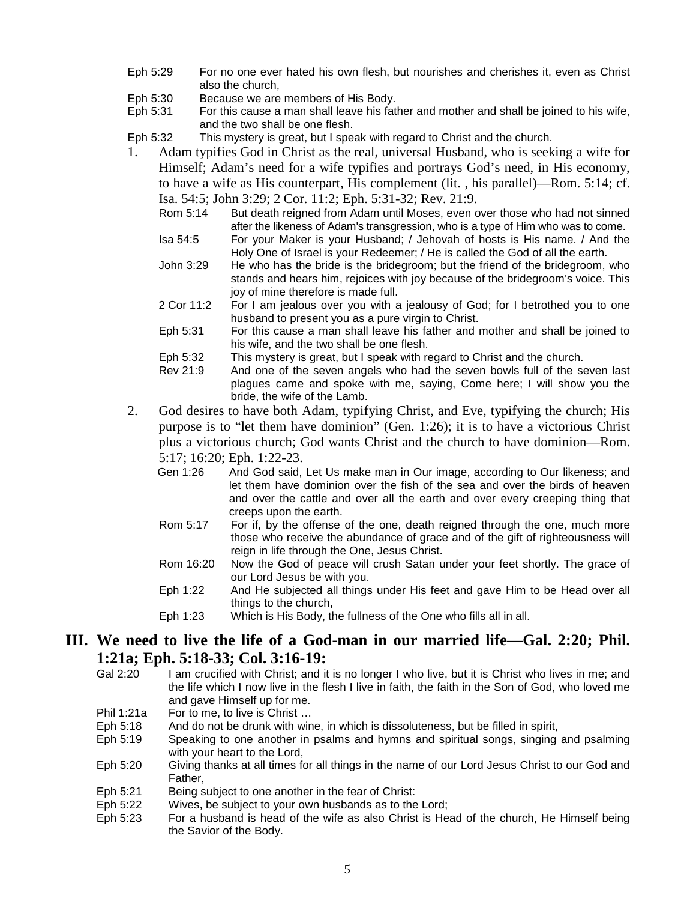Eph 5:29 For no one ever hated his own flesh, but nourishes and cherishes it, even as Christ also the church,

Eph 5:30 Because we are members of His Body.

Eph 5:31 For this cause a man shall leave his father and mother and shall be joined to his wife, and the two shall be one flesh.

Eph 5:32 This mystery is great, but I speak with regard to Christ and the church.

1. Adam typifies God in Christ as the real, universal Husband, who is seeking a wife for Himself; Adam's need for a wife typifies and portrays God's need, in His economy, to have a wife as His counterpart, His complement (lit. , his parallel)—Rom. 5:14; cf. Isa. 54:5; John 3:29; 2 Cor. 11:2; Eph. 5:31-32; Rev. 21:9.

   Rom 5:14 But death reigned from Adam until Moses, even over those who had not sinned after the likeness of Adam's transgression, who is a type of Him who was to come.

   Isa 54:5 For your Maker is your Husband; / Jehovah of hosts is His name. / And the Holy One of Israel is your Redeemer; / He is called the God of all the earth.

   John 3:29 He who has the bride is the bridegroom; but the friend of the bridegroom, who stands and hears him, rejoices with joy because of the bridegroom's voice. This joy of mine therefore is made full.

   2 Cor 11:2 For I am jealous over you with a jealousy of God; for I betrothed you to one husband to present you as a pure virgin to Christ.

   Eph 5:31 For this cause a man shall leave his father and mother and shall be joined to his wife, and the two shall be one flesh.

   Eph 5:32 This mystery is great, but I speak with regard to Christ and the church.

   Rev 21:9 And one of the seven angels who had the seven bowls full of the seven last plagues came and spoke with me, saying, Come here; I will show you the bride, the wife of the Lamb.

2. God desires to have both Adam, typifying Christ, and Eve, typifying the church; His purpose is to "let them have dominion" (Gen. 1:26); it is to have a victorious Christ plus a victorious church; God wants Christ and the church to have dominion—Rom. 5:17; 16:20; Eph. 1:22-23.

   Gen 1:26 And God said, Let Us make man in Our image, according to Our likeness; and let them have dominion over the fish of the sea and over the birds of heaven and over the cattle and over all the earth and over every creeping thing that creeps upon the earth.

   Rom 5:17 For if, by the offense of the one, death reigned through the one, much more those who receive the abundance of grace and of the gift of righteousness will reign in life through the One, Jesus Christ.

   Rom 16:20 Now the God of peace will crush Satan under your feet shortly. The grace of our Lord Jesus be with you.

   Eph 1:22 And He subjected all things under His feet and gave Him to be Head over all things to the church,

   Eph 1:23 Which is His Body, the fullness of the One who fills all in all.

## III. We need to live the life of a God-man in our married life—Gal. 2:20; Phil. 1:21a; Eph. 5:18-33; Col. 3:16-19:

Gal 2:20 I am crucified with Christ; and it is no longer I who live, but it is Christ who lives in me; and the life which I now live in the flesh I live in faith, the faith in the Son of God, who loved me and gave Himself up for me.

Phil 1:21a For to me, to live is Christ …

Eph 5:18 And do not be drunk with wine, in which is dissoluteness, but be filled in spirit,

Eph 5:19 Speaking to one another in psalms and hymns and spiritual songs, singing and psalming with your heart to the Lord,

Eph 5:20 Giving thanks at all times for all things in the name of our Lord Jesus Christ to our God and Father,

Eph 5:21 Being subject to one another in the fear of Christ:

Eph 5:22 Wives, be subject to your own husbands as to the Lord;

Eph 5:23 For a husband is head of the wife as also Christ is Head of the church, He Himself being the Savior of the Body.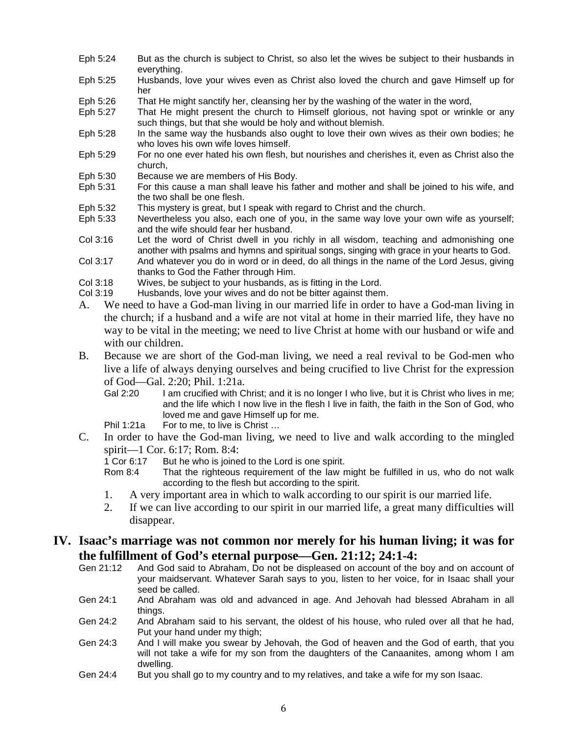Eph 5:24 But as the church is subject to Christ, so also let the wives be subject to their husbands in everything.

Eph 5:25 Husbands, love your wives even as Christ also loved the church and gave Himself up for her

Eph 5:26 That He might sanctify her, cleansing her by the washing of the water in the word,

Eph 5:27 That He might present the church to Himself glorious, not having spot or wrinkle or any such things, but that she would be holy and without blemish.

Eph 5:28 In the same way the husbands also ought to love their own wives as their own bodies; he who loves his own wife loves himself.

Eph 5:29 For no one ever hated his own flesh, but nourishes and cherishes it, even as Christ also the church,

Eph 5:30 Because we are members of His Body.

Eph 5:31 For this cause a man shall leave his father and mother and shall be joined to his wife, and the two shall be one flesh.

Eph 5:32 This mystery is great, but I speak with regard to Christ and the church.

Eph 5:33 Nevertheless you also, each one of you, in the same way love your own wife as yourself; and the wife should fear her husband.

Col 3:16 Let the word of Christ dwell in you richly in all wisdom, teaching and admonishing one another with psalms and hymns and spiritual songs, singing with grace in your hearts to God.

Col 3:17 And whatever you do in word or in deed, do all things in the name of the Lord Jesus, giving thanks to God the Father through Him.

Col 3:18 Wives, be subject to your husbands, as is fitting in the Lord.

Col 3:19 Husbands, love your wives and do not be bitter against them.

A. We need to have a God-man living in our married life in order to have a God-man living in the church; if a husband and a wife are not vital at home in their married life, they have no way to be vital in the meeting; we need to live Christ at home with our husband or wife and with our children.

B. Because we are short of the God-man living, we need a real revival to be God-men who live a life of always denying ourselves and being crucified to live Christ for the expression of God—Gal. 2:20; Phil. 1:21a.

Gal 2:20 I am crucified with Christ; and it is no longer I who live, but it is Christ who lives in me; and the life which I now live in the flesh I live in faith, the faith in the Son of God, who loved me and gave Himself up for me.

Phil 1:21a For to me, to live is Christ …

C. In order to have the God-man living, we need to live and walk according to the mingled spirit—1 Cor. 6:17; Rom. 8:4:

1 Cor 6:17 But he who is joined to the Lord is one spirit.

Rom 8:4 That the righteous requirement of the law might be fulfilled in us, who do not walk according to the flesh but according to the spirit.

1. A very important area in which to walk according to our spirit is our married life.
2. If we can live according to our spirit in our married life, a great many difficulties will disappear.

## IV. Isaac's marriage was not common nor merely for his human living; it was for the fulfillment of God's eternal purpose—Gen. 21:12; 24:1-4:

Gen 21:12 And God said to Abraham, Do not be displeased on account of the boy and on account of your maidservant. Whatever Sarah says to you, listen to her voice, for in Isaac shall your seed be called.

Gen 24:1 And Abraham was old and advanced in age. And Jehovah had blessed Abraham in all things.

Gen 24:2 And Abraham said to his servant, the oldest of his house, who ruled over all that he had, Put your hand under my thigh;

Gen 24:3 And I will make you swear by Jehovah, the God of heaven and the God of earth, that you will not take a wife for my son from the daughters of the Canaanites, among whom I am dwelling.

Gen 24:4 But you shall go to my country and to my relatives, and take a wife for my son Isaac.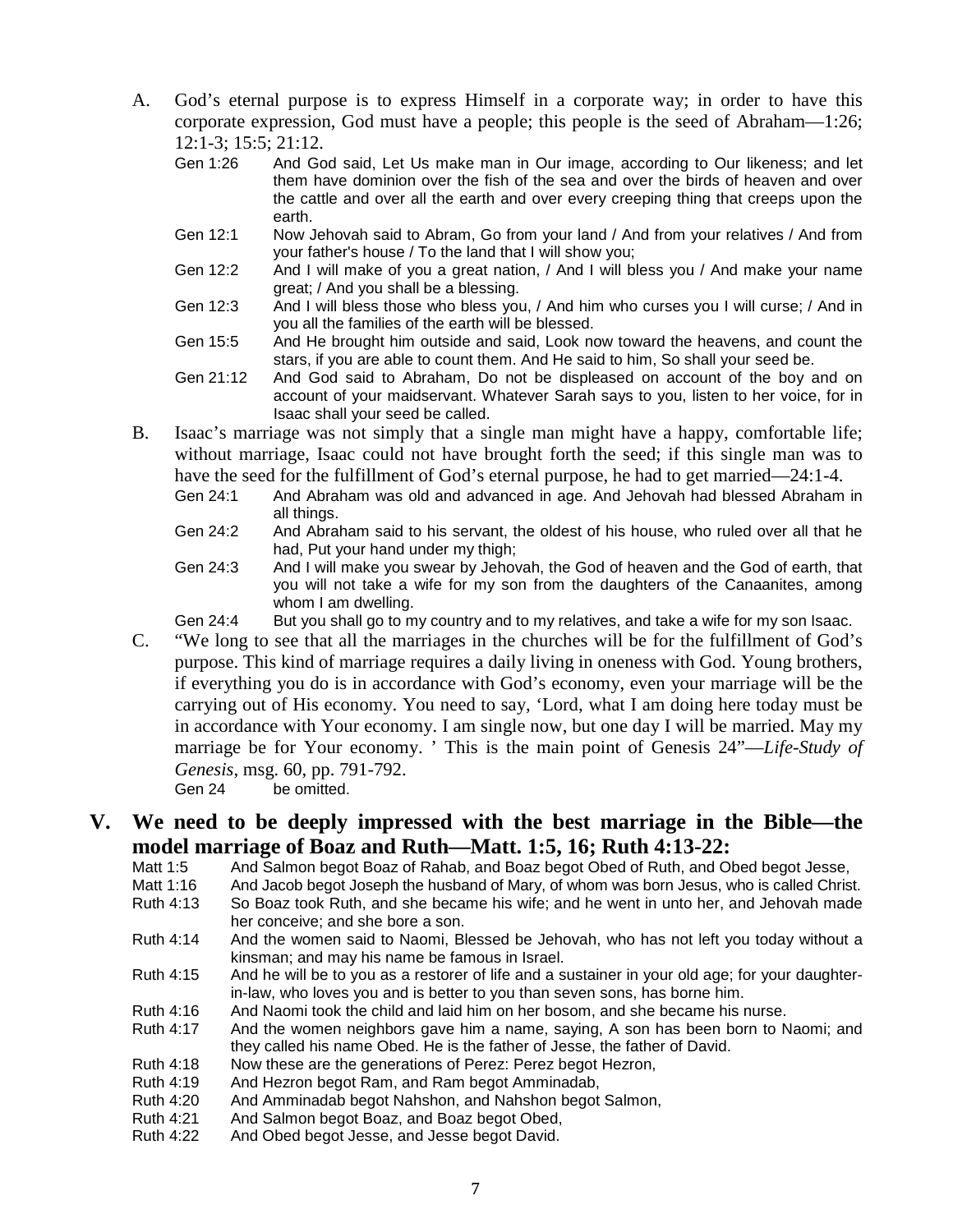A. God's eternal purpose is to express Himself in a corporate way; in order to have this corporate expression, God must have a people; this people is the seed of Abraham—1:26; 12:1-3; 15:5; 21:12.

Gen 1:26 And God said, Let Us make man in Our image, according to Our likeness; and let them have dominion over the fish of the sea and over the birds of heaven and over the cattle and over all the earth and over every creeping thing that creeps upon the earth.

Gen 12:1 Now Jehovah said to Abram, Go from your land / And from your relatives / And from your father's house / To the land that I will show you;

Gen 12:2 And I will make of you a great nation, / And I will bless you / And make your name great; / And you shall be a blessing.

Gen 12:3 And I will bless those who bless you, / And him who curses you I will curse; / And in you all the families of the earth will be blessed.

Gen 15:5 And He brought him outside and said, Look now toward the heavens, and count the stars, if you are able to count them. And He said to him, So shall your seed be.

Gen 21:12 And God said to Abraham, Do not be displeased on account of the boy and on account of your maidservant. Whatever Sarah says to you, listen to her voice, for in Isaac shall your seed be called.

B. Isaac's marriage was not simply that a single man might have a happy, comfortable life; without marriage, Isaac could not have brought forth the seed; if this single man was to have the seed for the fulfillment of God's eternal purpose, he had to get married—24:1-4.

Gen 24:1 And Abraham was old and advanced in age. And Jehovah had blessed Abraham in all things.

Gen 24:2 And Abraham said to his servant, the oldest of his house, who ruled over all that he had, Put your hand under my thigh;

Gen 24:3 And I will make you swear by Jehovah, the God of heaven and the God of earth, that you will not take a wife for my son from the daughters of the Canaanites, among whom I am dwelling.

Gen 24:4 But you shall go to my country and to my relatives, and take a wife for my son Isaac.

C. "We long to see that all the marriages in the churches will be for the fulfillment of God's purpose. This kind of marriage requires a daily living in oneness with God. Young brothers, if everything you do is in accordance with God's economy, even your marriage will be the carrying out of His economy. You need to say, 'Lord, what I am doing here today must be in accordance with Your economy. I am single now, but one day I will be married. May my marriage be for Your economy. ' This is the main point of Genesis 24"—*Life-Study of Genesis*, msg. 60, pp. 791-792.

Gen 24 be omitted.

## V. We need to be deeply impressed with the best marriage in the Bible—the model marriage of Boaz and Ruth—Matt. 1:5, 16; Ruth 4:13-22:

Matt 1:5 And Salmon begot Boaz of Rahab, and Boaz begot Obed of Ruth, and Obed begot Jesse,

Matt 1:16 And Jacob begot Joseph the husband of Mary, of whom was born Jesus, who is called Christ.

Ruth 4:13 So Boaz took Ruth, and she became his wife; and he went in unto her, and Jehovah made her conceive; and she bore a son.

Ruth 4:14 And the women said to Naomi, Blessed be Jehovah, who has not left you today without a kinsman; and may his name be famous in Israel.

Ruth 4:15 And he will be to you as a restorer of life and a sustainer in your old age; for your daughter-in-law, who loves you and is better to you than seven sons, has borne him.

Ruth 4:16 And Naomi took the child and laid him on her bosom, and she became his nurse.

Ruth 4:17 And the women neighbors gave him a name, saying, A son has been born to Naomi; and they called his name Obed. He is the father of Jesse, the father of David.

Ruth 4:18 Now these are the generations of Perez: Perez begot Hezron,

Ruth 4:19 And Hezron begot Ram, and Ram begot Amminadab,

Ruth 4:20 And Amminadab begot Nahshon, and Nahshon begot Salmon,

Ruth 4:21 And Salmon begot Boaz, and Boaz begot Obed,

Ruth 4:22 And Obed begot Jesse, and Jesse begot David.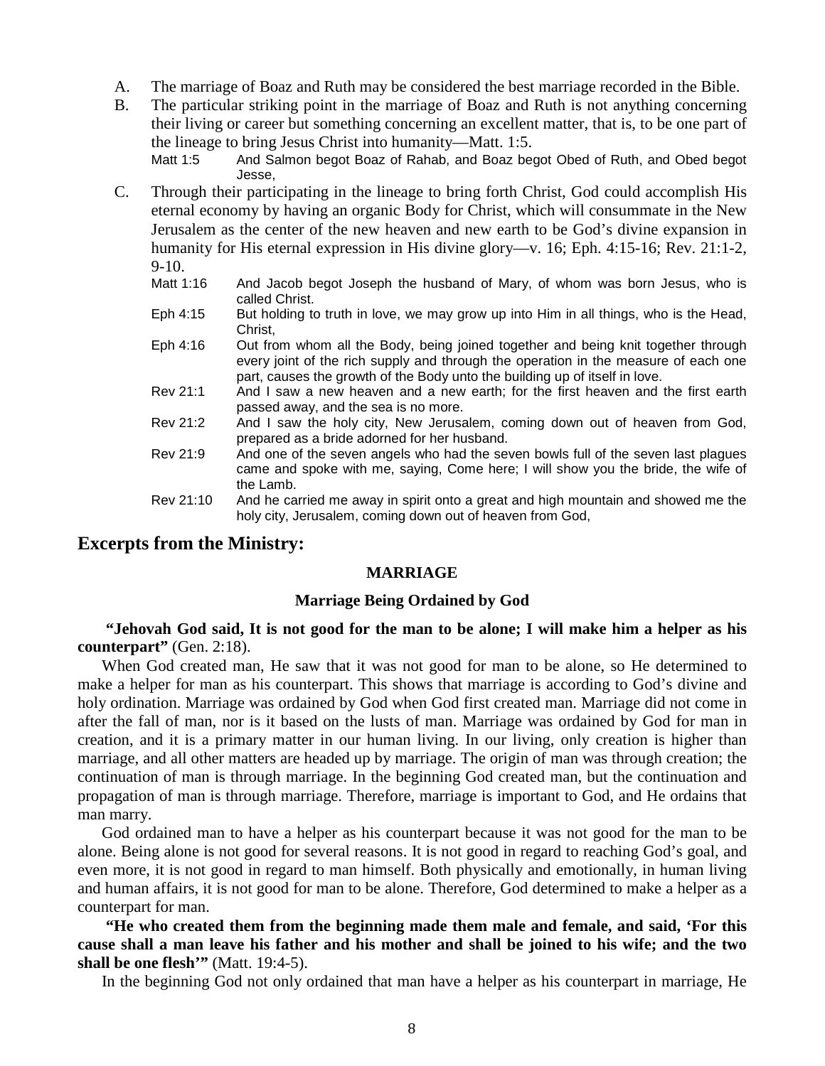A. The marriage of Boaz and Ruth may be considered the best marriage recorded in the Bible.

B. The particular striking point in the marriage of Boaz and Ruth is not anything concerning their living or career but something concerning an excellent matter, that is, to be one part of the lineage to bring Jesus Christ into humanity—Matt. 1:5.

Matt 1:5 And Salmon begot Boaz of Rahab, and Boaz begot Obed of Ruth, and Obed begot Jesse,

C. Through their participating in the lineage to bring forth Christ, God could accomplish His eternal economy by having an organic Body for Christ, which will consummate in the New Jerusalem as the center of the new heaven and new earth to be God's divine expansion in humanity for His eternal expression in His divine glory—v. 16; Eph. 4:15-16; Rev. 21:1-2, 9-10.

Matt 1:16 And Jacob begot Joseph the husband of Mary, of whom was born Jesus, who is called Christ.

Eph 4:15 But holding to truth in love, we may grow up into Him in all things, who is the Head, Christ,

Eph 4:16 Out from whom all the Body, being joined together and being knit together through every joint of the rich supply and through the operation in the measure of each one part, causes the growth of the Body unto the building up of itself in love.

Rev 21:1 And I saw a new heaven and a new earth; for the first heaven and the first earth passed away, and the sea is no more.

Rev 21:2 And I saw the holy city, New Jerusalem, coming down out of heaven from God, prepared as a bride adorned for her husband.

Rev 21:9 And one of the seven angels who had the seven bowls full of the seven last plagues came and spoke with me, saying, Come here; I will show you the bride, the wife of the Lamb.

Rev 21:10 And he carried me away in spirit onto a great and high mountain and showed me the holy city, Jerusalem, coming down out of heaven from God,

## Excerpts from the Ministry:

**MARRIAGE**

**Marriage Being Ordained by God**

**"Jehovah God said, It is not good for the man to be alone; I will make him a helper as his counterpart"** (Gen. 2:18).

When God created man, He saw that it was not good for man to be alone, so He determined to make a helper for man as his counterpart. This shows that marriage is according to God's divine and holy ordination. Marriage was ordained by God when God first created man. Marriage did not come in after the fall of man, nor is it based on the lusts of man. Marriage was ordained by God for man in creation, and it is a primary matter in our human living. In our living, only creation is higher than marriage, and all other matters are headed up by marriage. The origin of man was through creation; the continuation of man is through marriage. In the beginning God created man, but the continuation and propagation of man is through marriage. Therefore, marriage is important to God, and He ordains that man marry.

God ordained man to have a helper as his counterpart because it was not good for the man to be alone. Being alone is not good for several reasons. It is not good in regard to reaching God's goal, and even more, it is not good in regard to man himself. Both physically and emotionally, in human living and human affairs, it is not good for man to be alone. Therefore, God determined to make a helper as a counterpart for man.

**"He who created them from the beginning made them male and female, and said, 'For this cause shall a man leave his father and his mother and shall be joined to his wife; and the two shall be one flesh'"** (Matt. 19:4-5).

In the beginning God not only ordained that man have a helper as his counterpart in marriage, He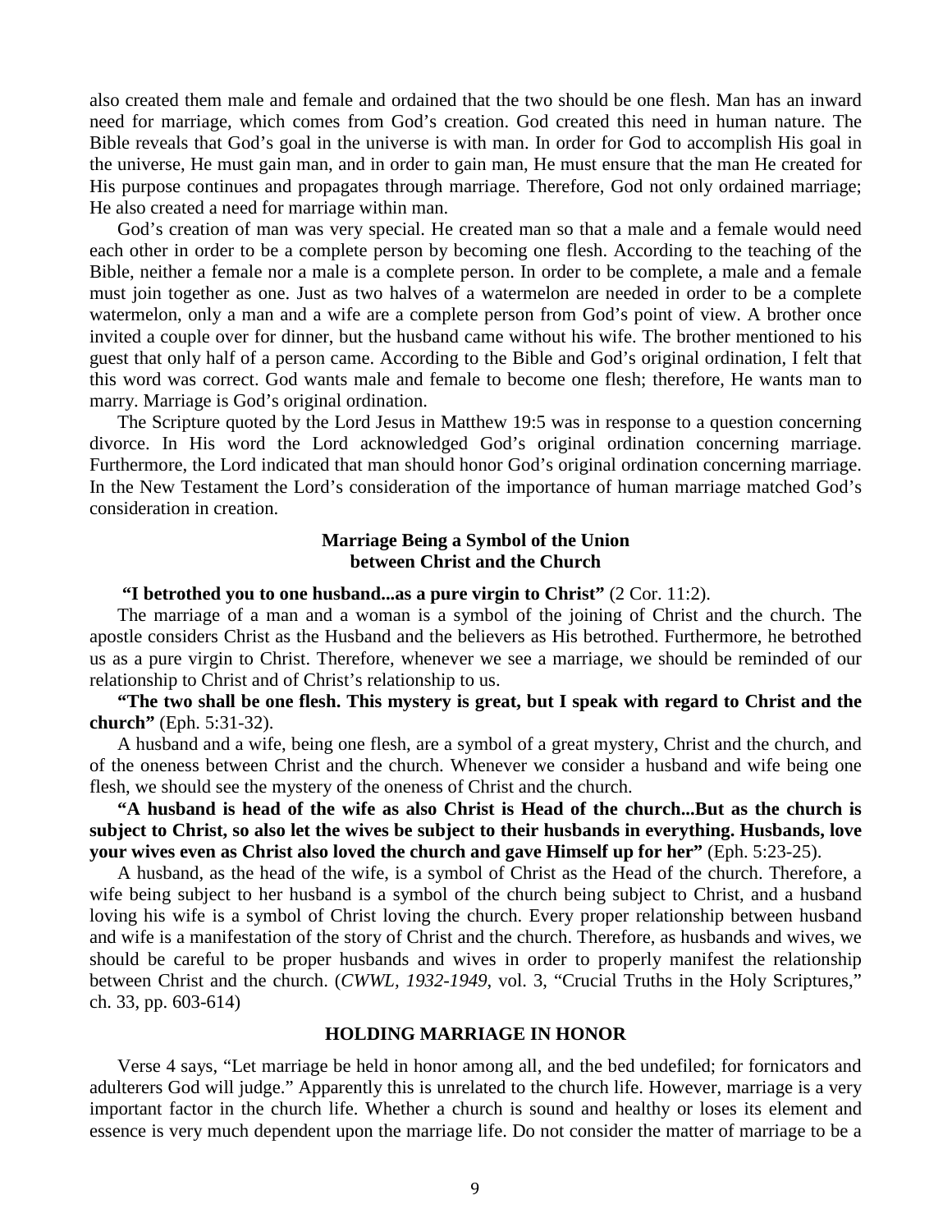also created them male and female and ordained that the two should be one flesh. Man has an inward need for marriage, which comes from God's creation. God created this need in human nature. The Bible reveals that God's goal in the universe is with man. In order for God to accomplish His goal in the universe, He must gain man, and in order to gain man, He must ensure that the man He created for His purpose continues and propagates through marriage. Therefore, God not only ordained marriage; He also created a need for marriage within man.

God's creation of man was very special. He created man so that a male and a female would need each other in order to be a complete person by becoming one flesh. According to the teaching of the Bible, neither a female nor a male is a complete person. In order to be complete, a male and a female must join together as one. Just as two halves of a watermelon are needed in order to be a complete watermelon, only a man and a wife are a complete person from God's point of view. A brother once invited a couple over for dinner, but the husband came without his wife. The brother mentioned to his guest that only half of a person came. According to the Bible and God's original ordination, I felt that this word was correct. God wants male and female to become one flesh; therefore, He wants man to marry. Marriage is God's original ordination.

The Scripture quoted by the Lord Jesus in Matthew 19:5 was in response to a question concerning divorce. In His word the Lord acknowledged God's original ordination concerning marriage. Furthermore, the Lord indicated that man should honor God's original ordination concerning marriage. In the New Testament the Lord's consideration of the importance of human marriage matched God's consideration in creation.

### Marriage Being a Symbol of the Union between Christ and the Church

**"I betrothed you to one husband...as a pure virgin to Christ"** (2 Cor. 11:2).

The marriage of a man and a woman is a symbol of the joining of Christ and the church. The apostle considers Christ as the Husband and the believers as His betrothed. Furthermore, he betrothed us as a pure virgin to Christ. Therefore, whenever we see a marriage, we should be reminded of our relationship to Christ and of Christ's relationship to us.

**"The two shall be one flesh. This mystery is great, but I speak with regard to Christ and the church"** (Eph. 5:31-32).

A husband and a wife, being one flesh, are a symbol of a great mystery, Christ and the church, and of the oneness between Christ and the church. Whenever we consider a husband and wife being one flesh, we should see the mystery of the oneness of Christ and the church.

**"A husband is head of the wife as also Christ is Head of the church...But as the church is subject to Christ, so also let the wives be subject to their husbands in everything. Husbands, love your wives even as Christ also loved the church and gave Himself up for her"** (Eph. 5:23-25).

A husband, as the head of the wife, is a symbol of Christ as the Head of the church. Therefore, a wife being subject to her husband is a symbol of the church being subject to Christ, and a husband loving his wife is a symbol of Christ loving the church. Every proper relationship between husband and wife is a manifestation of the story of Christ and the church. Therefore, as husbands and wives, we should be careful to be proper husbands and wives in order to properly manifest the relationship between Christ and the church. (*CWWL, 1932-1949*, vol. 3, "Crucial Truths in the Holy Scriptures," ch. 33, pp. 603-614)

## HOLDING MARRIAGE IN HONOR

Verse 4 says, "Let marriage be held in honor among all, and the bed undefiled; for fornicators and adulterers God will judge." Apparently this is unrelated to the church life. However, marriage is a very important factor in the church life. Whether a church is sound and healthy or loses its element and essence is very much dependent upon the marriage life. Do not consider the matter of marriage to be a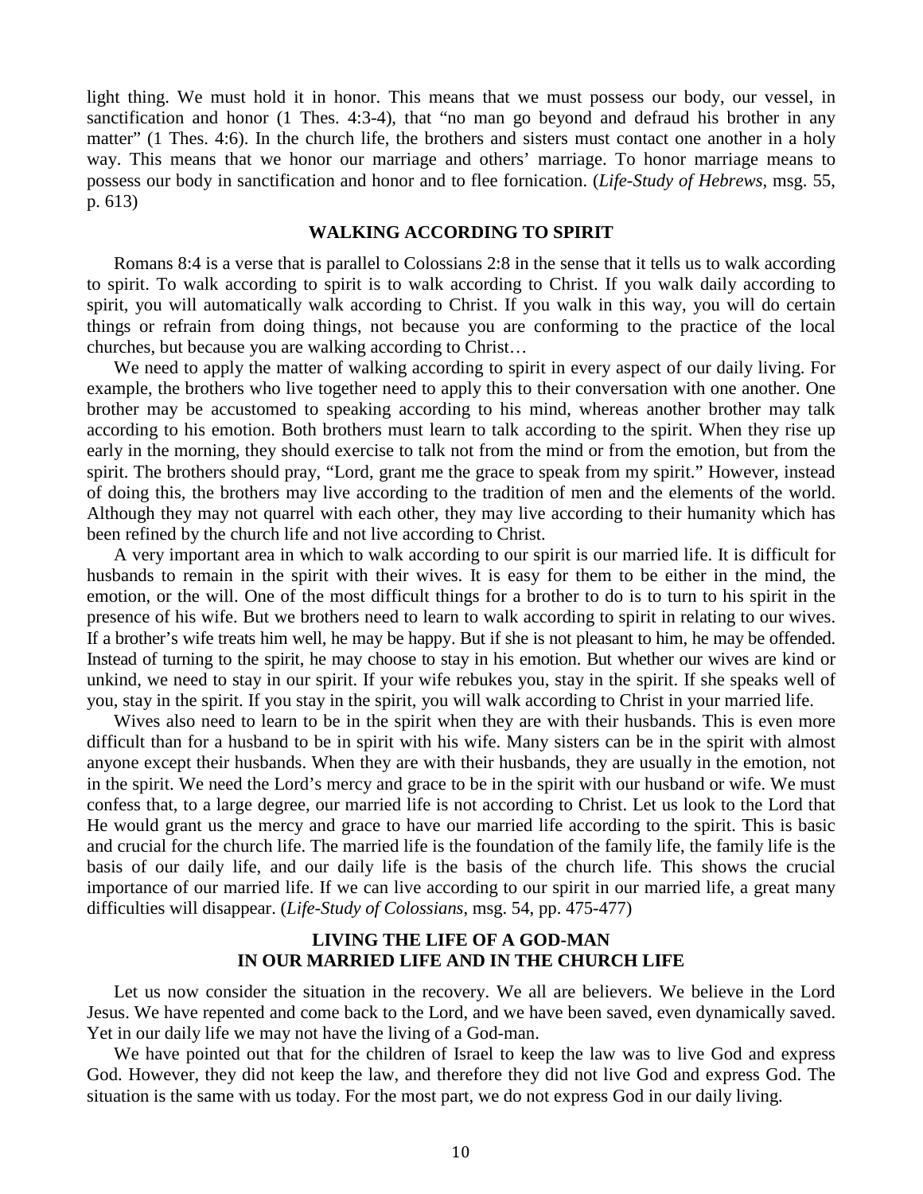light thing. We must hold it in honor. This means that we must possess our body, our vessel, in sanctification and honor (1 Thes. 4:3-4), that "no man go beyond and defraud his brother in any matter" (1 Thes. 4:6). In the church life, the brothers and sisters must contact one another in a holy way. This means that we honor our marriage and others' marriage. To honor marriage means to possess our body in sanctification and honor and to flee fornication. (*Life-Study of Hebrews*, msg. 55, p. 613)

## WALKING ACCORDING TO SPIRIT

Romans 8:4 is a verse that is parallel to Colossians 2:8 in the sense that it tells us to walk according to spirit. To walk according to spirit is to walk according to Christ. If you walk daily according to spirit, you will automatically walk according to Christ. If you walk in this way, you will do certain things or refrain from doing things, not because you are conforming to the practice of the local churches, but because you are walking according to Christ…

We need to apply the matter of walking according to spirit in every aspect of our daily living. For example, the brothers who live together need to apply this to their conversation with one another. One brother may be accustomed to speaking according to his mind, whereas another brother may talk according to his emotion. Both brothers must learn to talk according to the spirit. When they rise up early in the morning, they should exercise to talk not from the mind or from the emotion, but from the spirit. The brothers should pray, "Lord, grant me the grace to speak from my spirit." However, instead of doing this, the brothers may live according to the tradition of men and the elements of the world. Although they may not quarrel with each other, they may live according to their humanity which has been refined by the church life and not live according to Christ.

A very important area in which to walk according to our spirit is our married life. It is difficult for husbands to remain in the spirit with their wives. It is easy for them to be either in the mind, the emotion, or the will. One of the most difficult things for a brother to do is to turn to his spirit in the presence of his wife. But we brothers need to learn to walk according to spirit in relating to our wives. If a brother's wife treats him well, he may be happy. But if she is not pleasant to him, he may be offended. Instead of turning to the spirit, he may choose to stay in his emotion. But whether our wives are kind or unkind, we need to stay in our spirit. If your wife rebukes you, stay in the spirit. If she speaks well of you, stay in the spirit. If you stay in the spirit, you will walk according to Christ in your married life.

Wives also need to learn to be in the spirit when they are with their husbands. This is even more difficult than for a husband to be in spirit with his wife. Many sisters can be in the spirit with almost anyone except their husbands. When they are with their husbands, they are usually in the emotion, not in the spirit. We need the Lord's mercy and grace to be in the spirit with our husband or wife. We must confess that, to a large degree, our married life is not according to Christ. Let us look to the Lord that He would grant us the mercy and grace to have our married life according to the spirit. This is basic and crucial for the church life. The married life is the foundation of the family life, the family life is the basis of our daily life, and our daily life is the basis of the church life. This shows the crucial importance of our married life. If we can live according to our spirit in our married life, a great many difficulties will disappear. (*Life-Study of Colossians*, msg. 54, pp. 475-477)

## LIVING THE LIFE OF A GOD-MAN IN OUR MARRIED LIFE AND IN THE CHURCH LIFE

Let us now consider the situation in the recovery. We all are believers. We believe in the Lord Jesus. We have repented and come back to the Lord, and we have been saved, even dynamically saved. Yet in our daily life we may not have the living of a God-man.

We have pointed out that for the children of Israel to keep the law was to live God and express God. However, they did not keep the law, and therefore they did not live God and express God. The situation is the same with us today. For the most part, we do not express God in our daily living.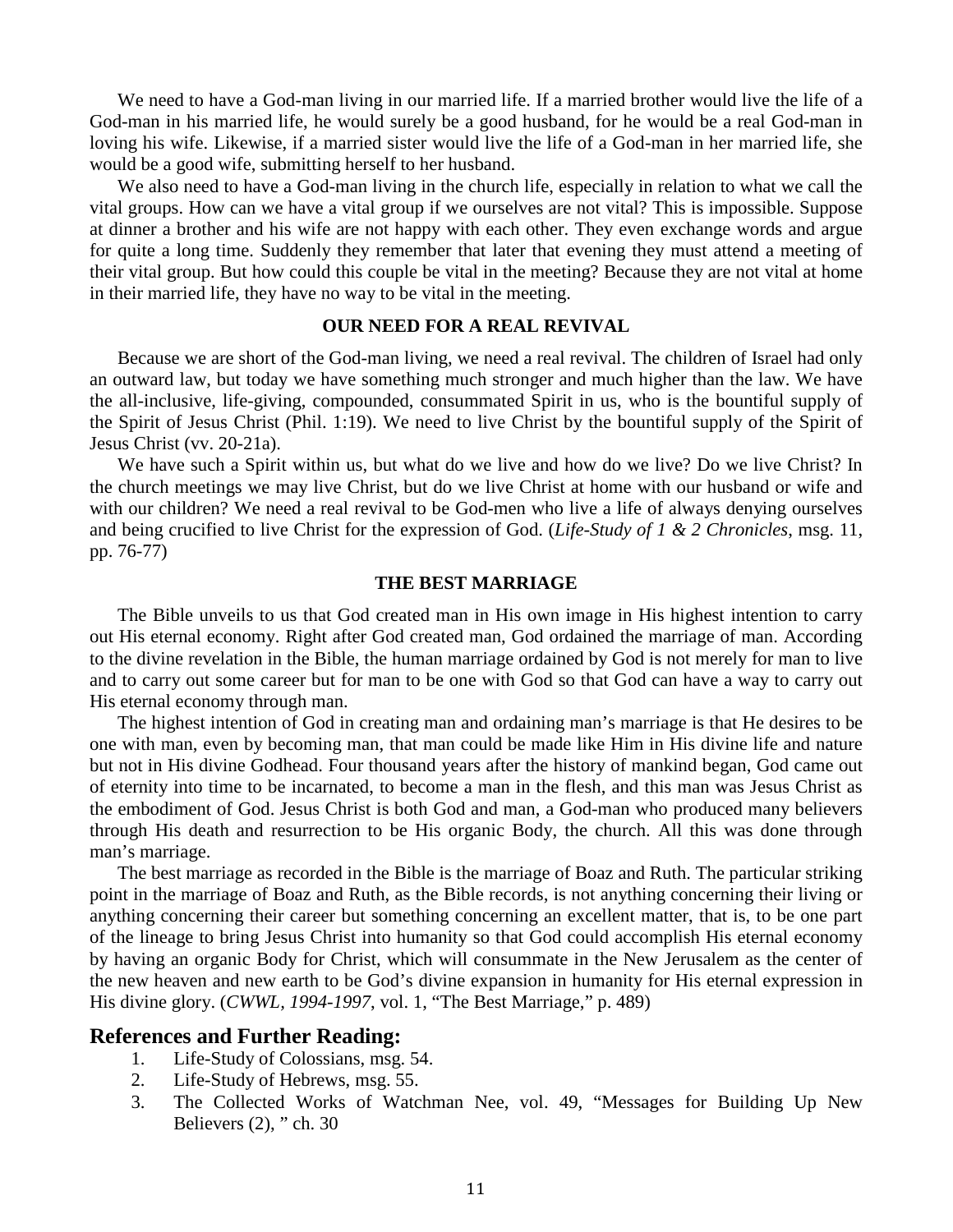We need to have a God-man living in our married life. If a married brother would live the life of a God-man in his married life, he would surely be a good husband, for he would be a real God-man in loving his wife. Likewise, if a married sister would live the life of a God-man in her married life, she would be a good wife, submitting herself to her husband.

We also need to have a God-man living in the church life, especially in relation to what we call the vital groups. How can we have a vital group if we ourselves are not vital? This is impossible. Suppose at dinner a brother and his wife are not happy with each other. They even exchange words and argue for quite a long time. Suddenly they remember that later that evening they must attend a meeting of their vital group. But how could this couple be vital in the meeting? Because they are not vital at home in their married life, they have no way to be vital in the meeting.

### OUR NEED FOR A REAL REVIVAL

Because we are short of the God-man living, we need a real revival. The children of Israel had only an outward law, but today we have something much stronger and much higher than the law. We have the all-inclusive, life-giving, compounded, consummated Spirit in us, who is the bountiful supply of the Spirit of Jesus Christ (Phil. 1:19). We need to live Christ by the bountiful supply of the Spirit of Jesus Christ (vv. 20-21a).

We have such a Spirit within us, but what do we live and how do we live? Do we live Christ? In the church meetings we may live Christ, but do we live Christ at home with our husband or wife and with our children? We need a real revival to be God-men who live a life of always denying ourselves and being crucified to live Christ for the expression of God. (*Life-Study of 1 & 2 Chronicles*, msg. 11, pp. 76-77)

### THE BEST MARRIAGE

The Bible unveils to us that God created man in His own image in His highest intention to carry out His eternal economy. Right after God created man, God ordained the marriage of man. According to the divine revelation in the Bible, the human marriage ordained by God is not merely for man to live and to carry out some career but for man to be one with God so that God can have a way to carry out His eternal economy through man.

The highest intention of God in creating man and ordaining man's marriage is that He desires to be one with man, even by becoming man, that man could be made like Him in His divine life and nature but not in His divine Godhead. Four thousand years after the history of mankind began, God came out of eternity into time to be incarnated, to become a man in the flesh, and this man was Jesus Christ as the embodiment of God. Jesus Christ is both God and man, a God-man who produced many believers through His death and resurrection to be His organic Body, the church. All this was done through man's marriage.

The best marriage as recorded in the Bible is the marriage of Boaz and Ruth. The particular striking point in the marriage of Boaz and Ruth, as the Bible records, is not anything concerning their living or anything concerning their career but something concerning an excellent matter, that is, to be one part of the lineage to bring Jesus Christ into humanity so that God could accomplish His eternal economy by having an organic Body for Christ, which will consummate in the New Jerusalem as the center of the new heaven and new earth to be God's divine expansion in humanity for His eternal expression in His divine glory. (*CWWL, 1994-1997*, vol. 1, "The Best Marriage," p. 489)

## References and Further Reading:

1. Life-Study of Colossians, msg. 54.
2. Life-Study of Hebrews, msg. 55.
3. The Collected Works of Watchman Nee, vol. 49, "Messages for Building Up New Believers (2), " ch. 30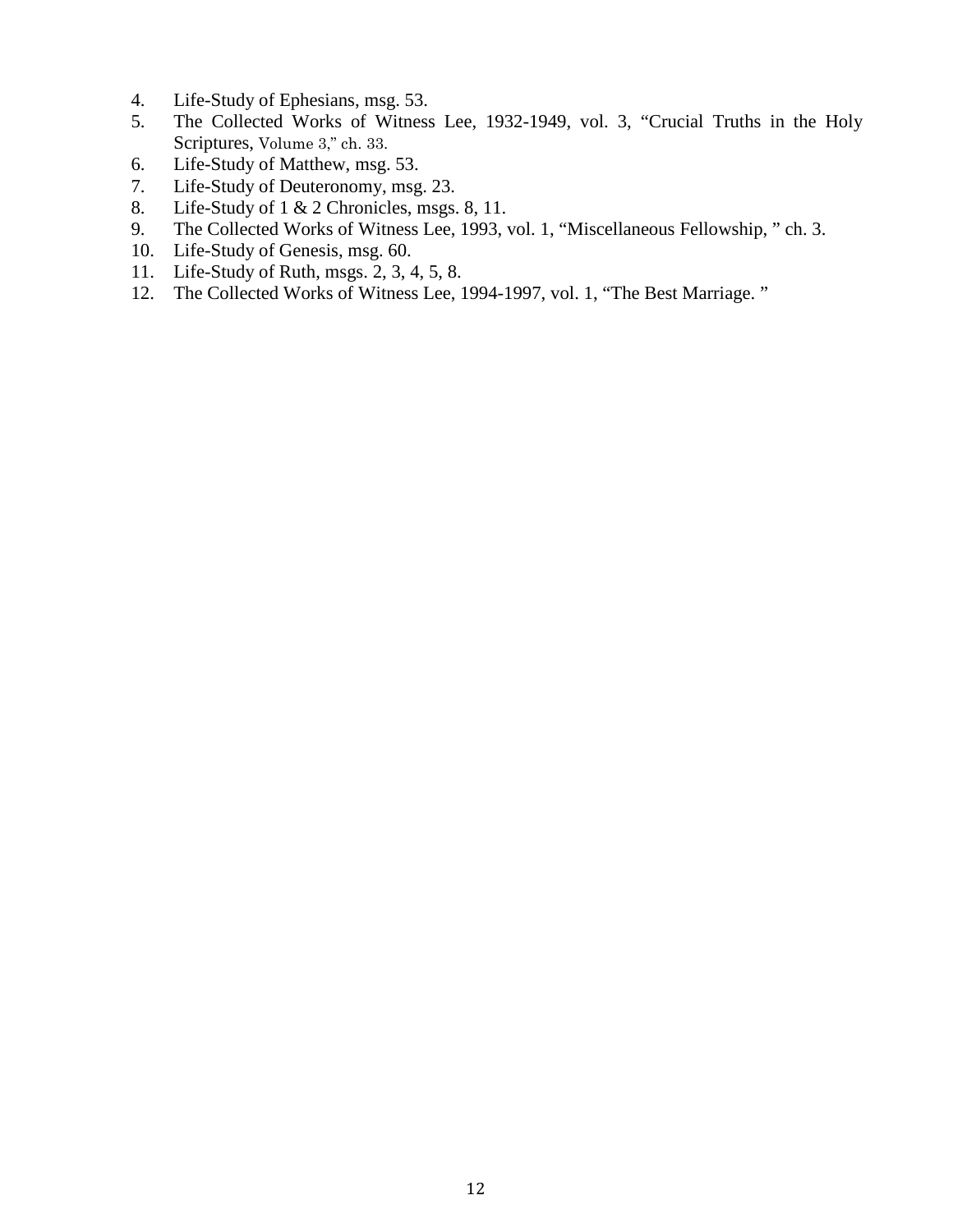4. Life-Study of Ephesians, msg. 53.
5. The Collected Works of Witness Lee, 1932-1949, vol. 3, “Crucial Truths in the Holy Scriptures, Volume 3,” ch. 33.
6. Life-Study of Matthew, msg. 53.
7. Life-Study of Deuteronomy, msg. 23.
8. Life-Study of 1 & 2 Chronicles, msgs. 8, 11.
9. The Collected Works of Witness Lee, 1993, vol. 1, “Miscellaneous Fellowship, ” ch. 3.
10. Life-Study of Genesis, msg. 60.
11. Life-Study of Ruth, msgs. 2, 3, 4, 5, 8.
12. The Collected Works of Witness Lee, 1994-1997, vol. 1, “The Best Marriage. ”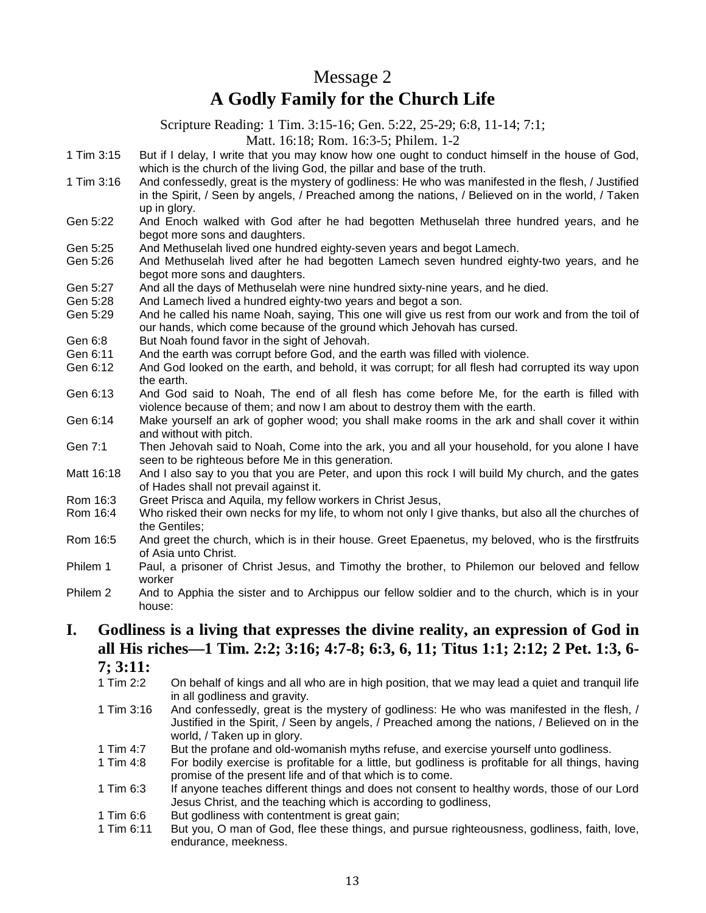# Message 2
# A Godly Family for the Church Life

Scripture Reading: 1 Tim. 3:15-16; Gen. 5:22, 25-29; 6:8, 11-14; 7:1; Matt. 16:18; Rom. 16:3-5; Philem. 1-2

1 Tim 3:15 But if I delay, I write that you may know how one ought to conduct himself in the house of God, which is the church of the living God, the pillar and base of the truth.

1 Tim 3:16 And confessedly, great is the mystery of godliness: He who was manifested in the flesh, / Justified in the Spirit, / Seen by angels, / Preached among the nations, / Believed on in the world, / Taken up in glory.

Gen 5:22 And Enoch walked with God after he had begotten Methuselah three hundred years, and he begot more sons and daughters.

Gen 5:25 And Methuselah lived one hundred eighty-seven years and begot Lamech.

Gen 5:26 And Methuselah lived after he had begotten Lamech seven hundred eighty-two years, and he begot more sons and daughters.

Gen 5:27 And all the days of Methuselah were nine hundred sixty-nine years, and he died.

Gen 5:28 And Lamech lived a hundred eighty-two years and begot a son.

Gen 5:29 And he called his name Noah, saying, This one will give us rest from our work and from the toil of our hands, which come because of the ground which Jehovah has cursed.

Gen 6:8 But Noah found favor in the sight of Jehovah.

Gen 6:11 And the earth was corrupt before God, and the earth was filled with violence.

Gen 6:12 And God looked on the earth, and behold, it was corrupt; for all flesh had corrupted its way upon the earth.

Gen 6:13 And God said to Noah, The end of all flesh has come before Me, for the earth is filled with violence because of them; and now I am about to destroy them with the earth.

Gen 6:14 Make yourself an ark of gopher wood; you shall make rooms in the ark and shall cover it within and without with pitch.

Gen 7:1 Then Jehovah said to Noah, Come into the ark, you and all your household, for you alone I have seen to be righteous before Me in this generation.

Matt 16:18 And I also say to you that you are Peter, and upon this rock I will build My church, and the gates of Hades shall not prevail against it.

Rom 16:3 Greet Prisca and Aquila, my fellow workers in Christ Jesus,

Rom 16:4 Who risked their own necks for my life, to whom not only I give thanks, but also all the churches of the Gentiles;

Rom 16:5 And greet the church, which is in their house. Greet Epaenetus, my beloved, who is the firstfruits of Asia unto Christ.

Philem 1 Paul, a prisoner of Christ Jesus, and Timothy the brother, to Philemon our beloved and fellow worker

Philem 2 And to Apphia the sister and to Archippus our fellow soldier and to the church, which is in your house:

## I. Godliness is a living that expresses the divine reality, an expression of God in all His riches—1 Tim. 2:2; 3:16; 4:7-8; 6:3, 6, 11; Titus 1:1; 2:12; 2 Pet. 1:3, 6-7; 3:11:

1 Tim 2:2 On behalf of kings and all who are in high position, that we may lead a quiet and tranquil life in all godliness and gravity.

1 Tim 3:16 And confessedly, great is the mystery of godliness: He who was manifested in the flesh, / Justified in the Spirit, / Seen by angels, / Preached among the nations, / Believed on in the world, / Taken up in glory.

1 Tim 4:7 But the profane and old-womanish myths refuse, and exercise yourself unto godliness.

1 Tim 4:8 For bodily exercise is profitable for a little, but godliness is profitable for all things, having promise of the present life and of that which is to come.

1 Tim 6:3 If anyone teaches different things and does not consent to healthy words, those of our Lord Jesus Christ, and the teaching which is according to godliness,

1 Tim 6:6 But godliness with contentment is great gain;

1 Tim 6:11 But you, O man of God, flee these things, and pursue righteousness, godliness, faith, love, endurance, meekness.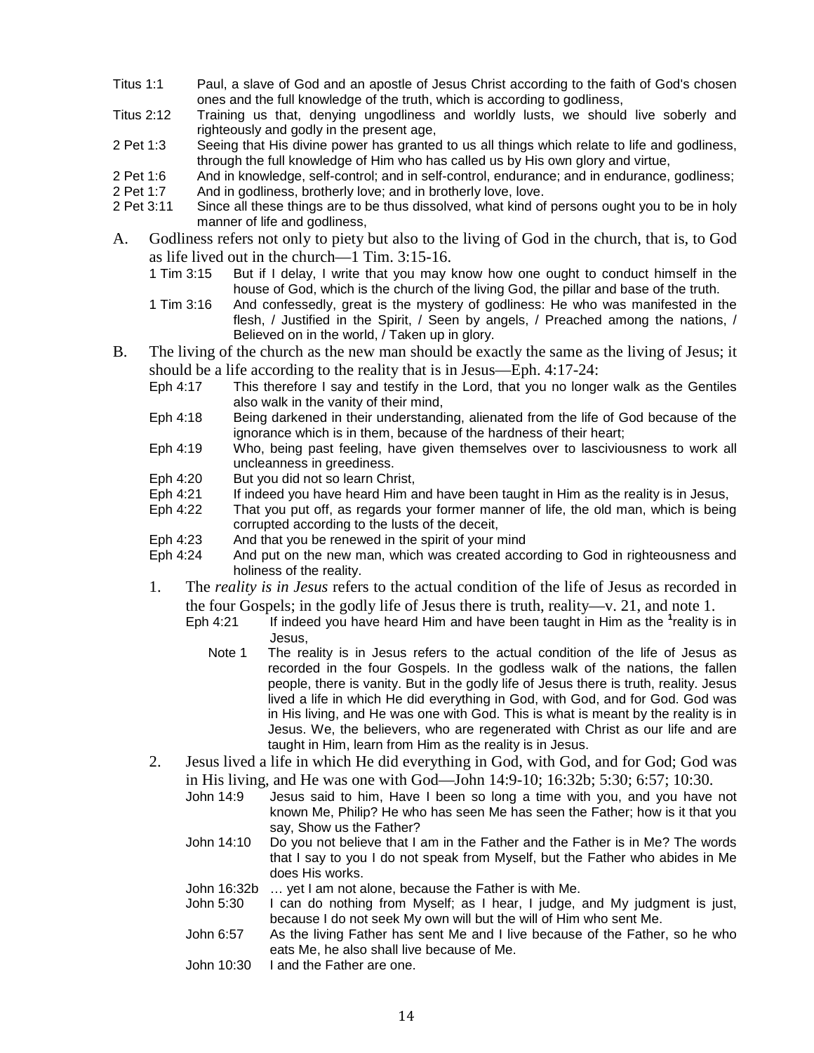Titus 1:1 Paul, a slave of God and an apostle of Jesus Christ according to the faith of God's chosen ones and the full knowledge of the truth, which is according to godliness,

Titus 2:12 Training us that, denying ungodliness and worldly lusts, we should live soberly and righteously and godly in the present age,

2 Pet 1:3 Seeing that His divine power has granted to us all things which relate to life and godliness, through the full knowledge of Him who has called us by His own glory and virtue,

2 Pet 1:6 And in knowledge, self-control; and in self-control, endurance; and in endurance, godliness;

2 Pet 1:7 And in godliness, brotherly love; and in brotherly love, love.

2 Pet 3:11 Since all these things are to be thus dissolved, what kind of persons ought you to be in holy manner of life and godliness,

A. Godliness refers not only to piety but also to the living of God in the church, that is, to God as life lived out in the church—1 Tim. 3:15-16.

1 Tim 3:15 But if I delay, I write that you may know how one ought to conduct himself in the house of God, which is the church of the living God, the pillar and base of the truth.

1 Tim 3:16 And confessedly, great is the mystery of godliness: He who was manifested in the flesh, / Justified in the Spirit, / Seen by angels, / Preached among the nations, / Believed on in the world, / Taken up in glory.

B. The living of the church as the new man should be exactly the same as the living of Jesus; it should be a life according to the reality that is in Jesus—Eph. 4:17-24:

Eph 4:17 This therefore I say and testify in the Lord, that you no longer walk as the Gentiles also walk in the vanity of their mind,

Eph 4:18 Being darkened in their understanding, alienated from the life of God because of the ignorance which is in them, because of the hardness of their heart;

Eph 4:19 Who, being past feeling, have given themselves over to lasciviousness to work all uncleanness in greediness.

Eph 4:20 But you did not so learn Christ,

Eph 4:21 If indeed you have heard Him and have been taught in Him as the reality is in Jesus,

Eph 4:22 That you put off, as regards your former manner of life, the old man, which is being corrupted according to the lusts of the deceit,

Eph 4:23 And that you be renewed in the spirit of your mind

Eph 4:24 And put on the new man, which was created according to God in righteousness and holiness of the reality.

1. The *reality is in Jesus* refers to the actual condition of the life of Jesus as recorded in the four Gospels; in the godly life of Jesus there is truth, reality—v. 21, and note 1.

   Eph 4:21 If indeed you have heard Him and have been taught in Him as the [1]reality is in Jesus,

   Note 1 The reality is in Jesus refers to the actual condition of the life of Jesus as recorded in the four Gospels. In the godless walk of the nations, the fallen people, there is vanity. But in the godly life of Jesus there is truth, reality. Jesus lived a life in which He did everything in God, with God, and for God. God was in His living, and He was one with God. This is what is meant by the reality is in Jesus. We, the believers, who are regenerated with Christ as our life and are taught in Him, learn from Him as the reality is in Jesus.

2. Jesus lived a life in which He did everything in God, with God, and for God; God was in His living, and He was one with God—John 14:9-10; 16:32b; 5:30; 6:57; 10:30.

   John 14:9 Jesus said to him, Have I been so long a time with you, and you have not known Me, Philip? He who has seen Me has seen the Father; how is it that you say, Show us the Father?

   John 14:10 Do you not believe that I am in the Father and the Father is in Me? The words that I say to you I do not speak from Myself, but the Father who abides in Me does His works.

   John 16:32b … yet I am not alone, because the Father is with Me.

   John 5:30 I can do nothing from Myself; as I hear, I judge, and My judgment is just, because I do not seek My own will but the will of Him who sent Me.

   John 6:57 As the living Father has sent Me and I live because of the Father, so he who eats Me, he also shall live because of Me.

   John 10:30 I and the Father are one.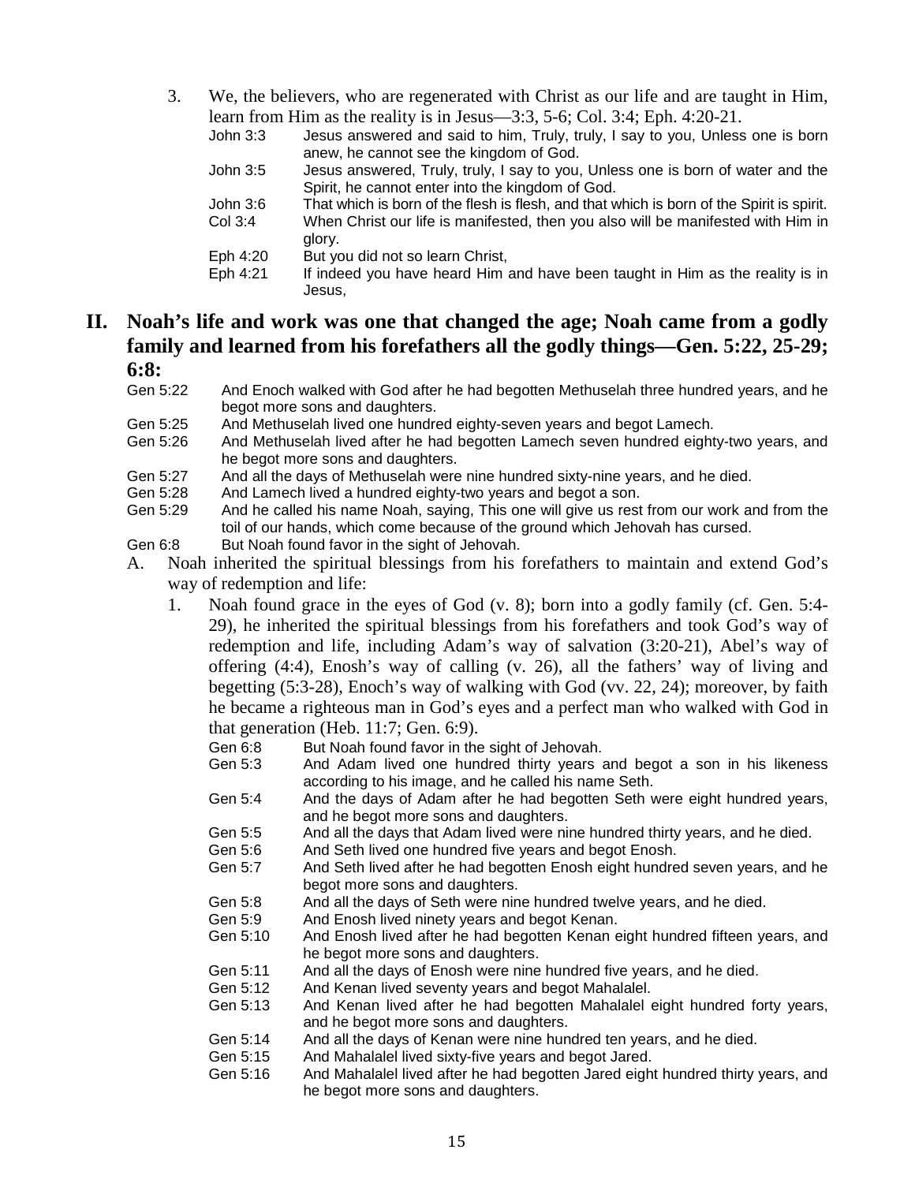3. We, the believers, who are regenerated with Christ as our life and are taught in Him, learn from Him as the reality is in Jesus—3:3, 5-6; Col. 3:4; Eph. 4:20-21.

   John 3:3 Jesus answered and said to him, Truly, truly, I say to you, Unless one is born anew, he cannot see the kingdom of God.

   John 3:5 Jesus answered, Truly, truly, I say to you, Unless one is born of water and the Spirit, he cannot enter into the kingdom of God.

   John 3:6 That which is born of the flesh is flesh, and that which is born of the Spirit is spirit.

   Col 3:4 When Christ our life is manifested, then you also will be manifested with Him in glory.

   Eph 4:20 But you did not so learn Christ,

   Eph 4:21 If indeed you have heard Him and have been taught in Him as the reality is in Jesus,

## II. Noah's life and work was one that changed the age; Noah came from a godly family and learned from his forefathers all the godly things—Gen. 5:22, 25-29; 6:8:

Gen 5:22 And Enoch walked with God after he had begotten Methuselah three hundred years, and he begot more sons and daughters.

Gen 5:25 And Methuselah lived one hundred eighty-seven years and begot Lamech.

Gen 5:26 And Methuselah lived after he had begotten Lamech seven hundred eighty-two years, and he begot more sons and daughters.

Gen 5:27 And all the days of Methuselah were nine hundred sixty-nine years, and he died.

Gen 5:28 And Lamech lived a hundred eighty-two years and begot a son.

Gen 5:29 And he called his name Noah, saying, This one will give us rest from our work and from the toil of our hands, which come because of the ground which Jehovah has cursed.

Gen 6:8 But Noah found favor in the sight of Jehovah.

A. Noah inherited the spiritual blessings from his forefathers to maintain and extend God's way of redemption and life:

1. Noah found grace in the eyes of God (v. 8); born into a godly family (cf. Gen. 5:4-29), he inherited the spiritual blessings from his forefathers and took God's way of redemption and life, including Adam's way of salvation (3:20-21), Abel's way of offering (4:4), Enosh's way of calling (v. 26), all the fathers' way of living and begetting (5:3-28), Enoch's way of walking with God (vv. 22, 24); moreover, by faith he became a righteous man in God's eyes and a perfect man who walked with God in that generation (Heb. 11:7; Gen. 6:9).

   Gen 6:8 But Noah found favor in the sight of Jehovah.

   Gen 5:3 And Adam lived one hundred thirty years and begot a son in his likeness according to his image, and he called his name Seth.

   Gen 5:4 And the days of Adam after he had begotten Seth were eight hundred years, and he begot more sons and daughters.

   Gen 5:5 And all the days that Adam lived were nine hundred thirty years, and he died.

   Gen 5:6 And Seth lived one hundred five years and begot Enosh.

   Gen 5:7 And Seth lived after he had begotten Enosh eight hundred seven years, and he begot more sons and daughters.

   Gen 5:8 And all the days of Seth were nine hundred twelve years, and he died.

   Gen 5:9 And Enosh lived ninety years and begot Kenan.

   Gen 5:10 And Enosh lived after he had begotten Kenan eight hundred fifteen years, and he begot more sons and daughters.

   Gen 5:11 And all the days of Enosh were nine hundred five years, and he died.

   Gen 5:12 And Kenan lived seventy years and begot Mahalalel.

   Gen 5:13 And Kenan lived after he had begotten Mahalalel eight hundred forty years, and he begot more sons and daughters.

   Gen 5:14 And all the days of Kenan were nine hundred ten years, and he died.

   Gen 5:15 And Mahalalel lived sixty-five years and begot Jared.

   Gen 5:16 And Mahalalel lived after he had begotten Jared eight hundred thirty years, and he begot more sons and daughters.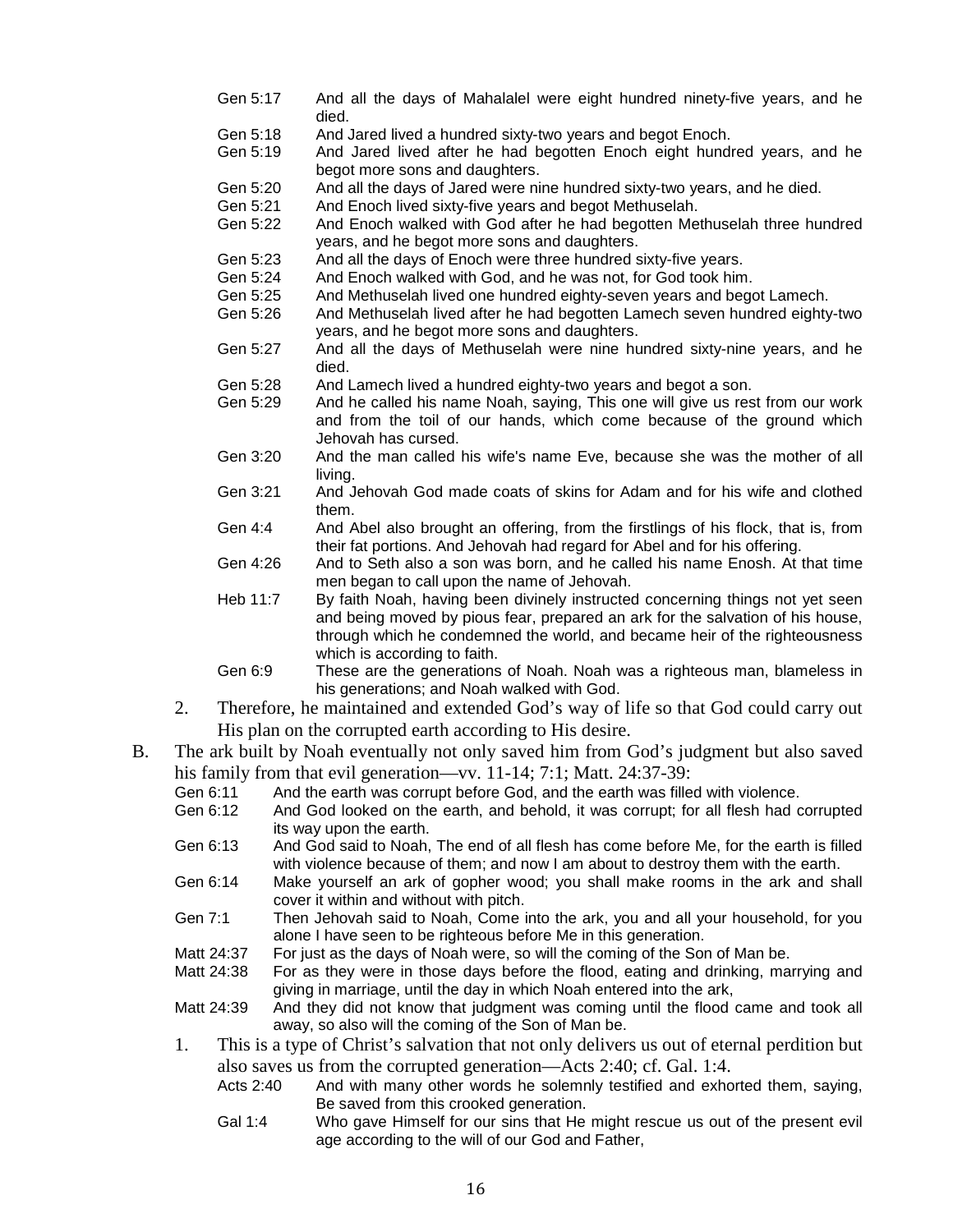Gen 5:17 And all the days of Mahalalel were eight hundred ninety-five years, and he died.

Gen 5:18 And Jared lived a hundred sixty-two years and begot Enoch.

Gen 5:19 And Jared lived after he had begotten Enoch eight hundred years, and he begot more sons and daughters.

Gen 5:20 And all the days of Jared were nine hundred sixty-two years, and he died.

Gen 5:21 And Enoch lived sixty-five years and begot Methuselah.

Gen 5:22 And Enoch walked with God after he had begotten Methuselah three hundred years, and he begot more sons and daughters.

Gen 5:23 And all the days of Enoch were three hundred sixty-five years.

Gen 5:24 And Enoch walked with God, and he was not, for God took him.

Gen 5:25 And Methuselah lived one hundred eighty-seven years and begot Lamech.

Gen 5:26 And Methuselah lived after he had begotten Lamech seven hundred eighty-two years, and he begot more sons and daughters.

Gen 5:27 And all the days of Methuselah were nine hundred sixty-nine years, and he died.

Gen 5:28 And Lamech lived a hundred eighty-two years and begot a son.

Gen 5:29 And he called his name Noah, saying, This one will give us rest from our work and from the toil of our hands, which come because of the ground which Jehovah has cursed.

Gen 3:20 And the man called his wife's name Eve, because she was the mother of all living.

Gen 3:21 And Jehovah God made coats of skins for Adam and for his wife and clothed them.

Gen 4:4 And Abel also brought an offering, from the firstlings of his flock, that is, from their fat portions. And Jehovah had regard for Abel and for his offering.

Gen 4:26 And to Seth also a son was born, and he called his name Enosh. At that time men began to call upon the name of Jehovah.

Heb 11:7 By faith Noah, having been divinely instructed concerning things not yet seen and being moved by pious fear, prepared an ark for the salvation of his house, through which he condemned the world, and became heir of the righteousness which is according to faith.

Gen 6:9 These are the generations of Noah. Noah was a righteous man, blameless in his generations; and Noah walked with God.

2. Therefore, he maintained and extended God's way of life so that God could carry out His plan on the corrupted earth according to His desire.

B. The ark built by Noah eventually not only saved him from God's judgment but also saved his family from that evil generation—vv. 11-14; 7:1; Matt. 24:37-39:

Gen 6:11 And the earth was corrupt before God, and the earth was filled with violence.

Gen 6:12 And God looked on the earth, and behold, it was corrupt; for all flesh had corrupted its way upon the earth.

Gen 6:13 And God said to Noah, The end of all flesh has come before Me, for the earth is filled with violence because of them; and now I am about to destroy them with the earth.

Gen 6:14 Make yourself an ark of gopher wood; you shall make rooms in the ark and shall cover it within and without with pitch.

Gen 7:1 Then Jehovah said to Noah, Come into the ark, you and all your household, for you alone I have seen to be righteous before Me in this generation.

Matt 24:37 For just as the days of Noah were, so will the coming of the Son of Man be.

Matt 24:38 For as they were in those days before the flood, eating and drinking, marrying and giving in marriage, until the day in which Noah entered into the ark,

Matt 24:39 And they did not know that judgment was coming until the flood came and took all away, so also will the coming of the Son of Man be.

1. This is a type of Christ's salvation that not only delivers us out of eternal perdition but also saves us from the corrupted generation—Acts 2:40; cf. Gal. 1:4.

Acts 2:40 And with many other words he solemnly testified and exhorted them, saying, Be saved from this crooked generation.

Gal 1:4 Who gave Himself for our sins that He might rescue us out of the present evil age according to the will of our God and Father,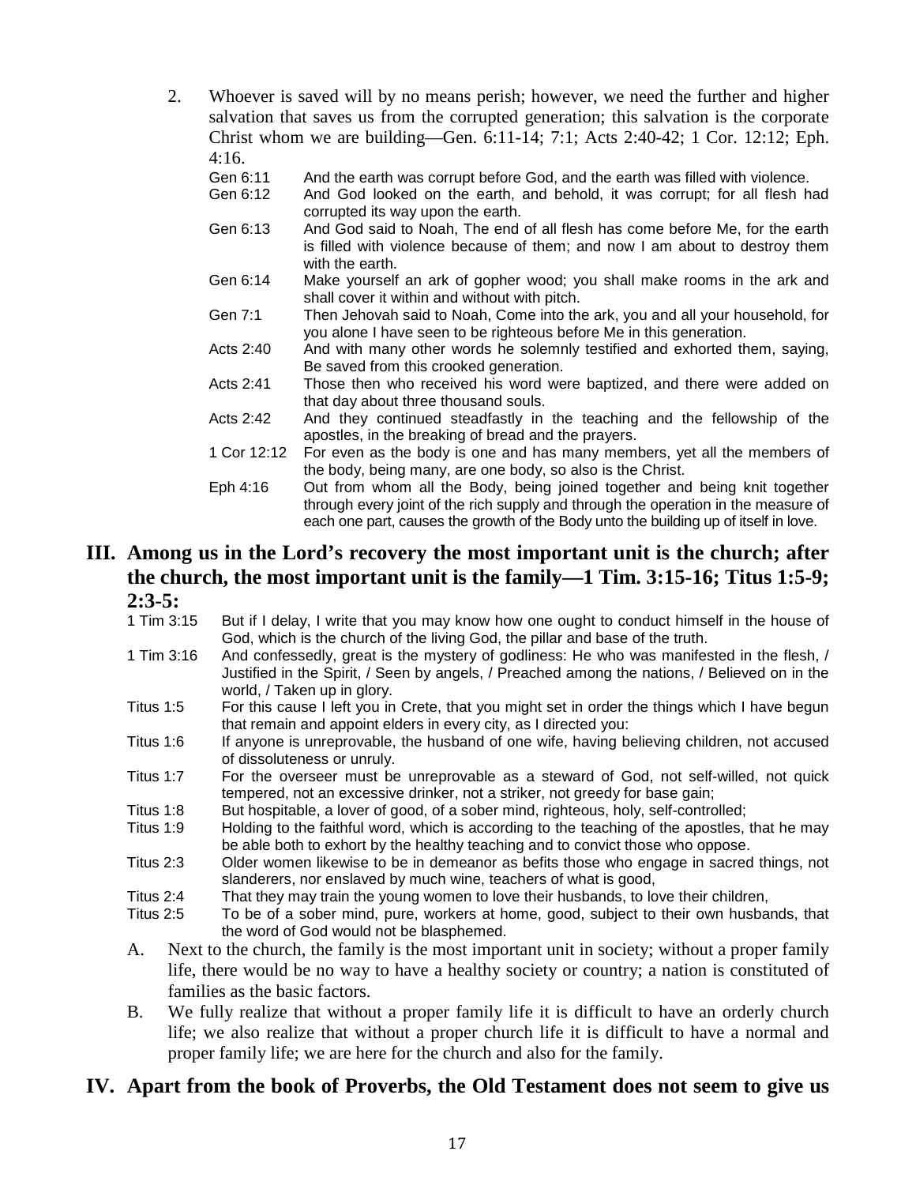2. Whoever is saved will by no means perish; however, we need the further and higher salvation that saves us from the corrupted generation; this salvation is the corporate Christ whom we are building—Gen. 6:11-14; 7:1; Acts 2:40-42; 1 Cor. 12:12; Eph. 4:16.

   Gen 6:11 And the earth was corrupt before God, and the earth was filled with violence.

   Gen 6:12 And God looked on the earth, and behold, it was corrupt; for all flesh had corrupted its way upon the earth.

   Gen 6:13 And God said to Noah, The end of all flesh has come before Me, for the earth is filled with violence because of them; and now I am about to destroy them with the earth.

   Gen 6:14 Make yourself an ark of gopher wood; you shall make rooms in the ark and shall cover it within and without with pitch.

   Gen 7:1 Then Jehovah said to Noah, Come into the ark, you and all your household, for you alone I have seen to be righteous before Me in this generation.

   Acts 2:40 And with many other words he solemnly testified and exhorted them, saying, Be saved from this crooked generation.

   Acts 2:41 Those then who received his word were baptized, and there were added on that day about three thousand souls.

   Acts 2:42 And they continued steadfastly in the teaching and the fellowship of the apostles, in the breaking of bread and the prayers.

   1 Cor 12:12 For even as the body is one and has many members, yet all the members of the body, being many, are one body, so also is the Christ.

   Eph 4:16 Out from whom all the Body, being joined together and being knit together through every joint of the rich supply and through the operation in the measure of each one part, causes the growth of the Body unto the building up of itself in love.

## III. Among us in the Lord's recovery the most important unit is the church; after the church, the most important unit is the family—1 Tim. 3:15-16; Titus 1:5-9; 2:3-5:

1 Tim 3:15 But if I delay, I write that you may know how one ought to conduct himself in the house of God, which is the church of the living God, the pillar and base of the truth.

1 Tim 3:16 And confessedly, great is the mystery of godliness: He who was manifested in the flesh, / Justified in the Spirit, / Seen by angels, / Preached among the nations, / Believed on in the world, / Taken up in glory.

Titus 1:5 For this cause I left you in Crete, that you might set in order the things which I have begun that remain and appoint elders in every city, as I directed you:

Titus 1:6 If anyone is unreprovable, the husband of one wife, having believing children, not accused of dissoluteness or unruly.

Titus 1:7 For the overseer must be unreprovable as a steward of God, not self-willed, not quick tempered, not an excessive drinker, not a striker, not greedy for base gain;

Titus 1:8 But hospitable, a lover of good, of a sober mind, righteous, holy, self-controlled;

Titus 1:9 Holding to the faithful word, which is according to the teaching of the apostles, that he may be able both to exhort by the healthy teaching and to convict those who oppose.

Titus 2:3 Older women likewise to be in demeanor as befits those who engage in sacred things, not slanderers, nor enslaved by much wine, teachers of what is good,

Titus 2:4 That they may train the young women to love their husbands, to love their children,

Titus 2:5 To be of a sober mind, pure, workers at home, good, subject to their own husbands, that the word of God would not be blasphemed.

A. Next to the church, the family is the most important unit in society; without a proper family life, there would be no way to have a healthy society or country; a nation is constituted of families as the basic factors.

B. We fully realize that without a proper family life it is difficult to have an orderly church life; we also realize that without a proper church life it is difficult to have a normal and proper family life; we are here for the church and also for the family.

## IV. Apart from the book of Proverbs, the Old Testament does not seem to give us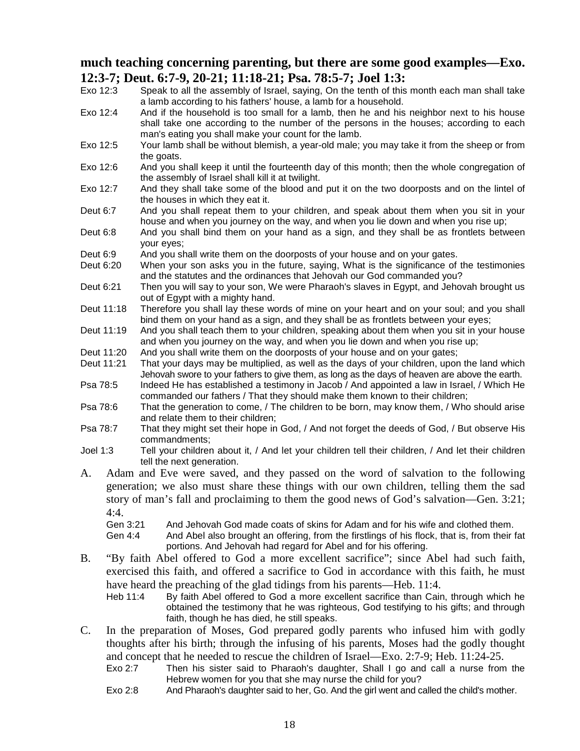**much teaching concerning parenting, but there are some good examples—Exo. 12:3-7; Deut. 6:7-9, 20-21; 11:18-21; Psa. 78:5-7; Joel 1:3:**

Exo 12:3 Speak to all the assembly of Israel, saying, On the tenth of this month each man shall take a lamb according to his fathers' house, a lamb for a household.

Exo 12:4 And if the household is too small for a lamb, then he and his neighbor next to his house shall take one according to the number of the persons in the houses; according to each man's eating you shall make your count for the lamb.

Exo 12:5 Your lamb shall be without blemish, a year-old male; you may take it from the sheep or from the goats.

Exo 12:6 And you shall keep it until the fourteenth day of this month; then the whole congregation of the assembly of Israel shall kill it at twilight.

Exo 12:7 And they shall take some of the blood and put it on the two doorposts and on the lintel of the houses in which they eat it.

Deut 6:7 And you shall repeat them to your children, and speak about them when you sit in your house and when you journey on the way, and when you lie down and when you rise up;

Deut 6:8 And you shall bind them on your hand as a sign, and they shall be as frontlets between your eyes;

Deut 6:9 And you shall write them on the doorposts of your house and on your gates.

Deut 6:20 When your son asks you in the future, saying, What is the significance of the testimonies and the statutes and the ordinances that Jehovah our God commanded you?

Deut 6:21 Then you will say to your son, We were Pharaoh's slaves in Egypt, and Jehovah brought us out of Egypt with a mighty hand.

Deut 11:18 Therefore you shall lay these words of mine on your heart and on your soul; and you shall bind them on your hand as a sign, and they shall be as frontlets between your eyes;

Deut 11:19 And you shall teach them to your children, speaking about them when you sit in your house and when you journey on the way, and when you lie down and when you rise up;

Deut 11:20 And you shall write them on the doorposts of your house and on your gates;

Deut 11:21 That your days may be multiplied, as well as the days of your children, upon the land which Jehovah swore to your fathers to give them, as long as the days of heaven are above the earth.

Psa 78:5 Indeed He has established a testimony in Jacob / And appointed a law in Israel, / Which He commanded our fathers / That they should make them known to their children;

Psa 78:6 That the generation to come, / The children to be born, may know them, / Who should arise and relate them to their children;

Psa 78:7 That they might set their hope in God, / And not forget the deeds of God, / But observe His commandments;

Joel 1:3 Tell your children about it, / And let your children tell their children, / And let their children tell the next generation.

A. Adam and Eve were saved, and they passed on the word of salvation to the following generation; we also must share these things with our own children, telling them the sad story of man's fall and proclaiming to them the good news of God's salvation—Gen. 3:21; 4:4.

Gen 3:21 And Jehovah God made coats of skins for Adam and for his wife and clothed them.

Gen 4:4 And Abel also brought an offering, from the firstlings of his flock, that is, from their fat portions. And Jehovah had regard for Abel and for his offering.

B. "By faith Abel offered to God a more excellent sacrifice"; since Abel had such faith, exercised this faith, and offered a sacrifice to God in accordance with this faith, he must have heard the preaching of the glad tidings from his parents—Heb. 11:4.

Heb 11:4 By faith Abel offered to God a more excellent sacrifice than Cain, through which he obtained the testimony that he was righteous, God testifying to his gifts; and through faith, though he has died, he still speaks.

C. In the preparation of Moses, God prepared godly parents who infused him with godly thoughts after his birth; through the infusing of his parents, Moses had the godly thought and concept that he needed to rescue the children of Israel—Exo. 2:7-9; Heb. 11:24-25.

Exo 2:7 Then his sister said to Pharaoh's daughter, Shall I go and call a nurse from the Hebrew women for you that she may nurse the child for you?

Exo 2:8 And Pharaoh's daughter said to her, Go. And the girl went and called the child's mother.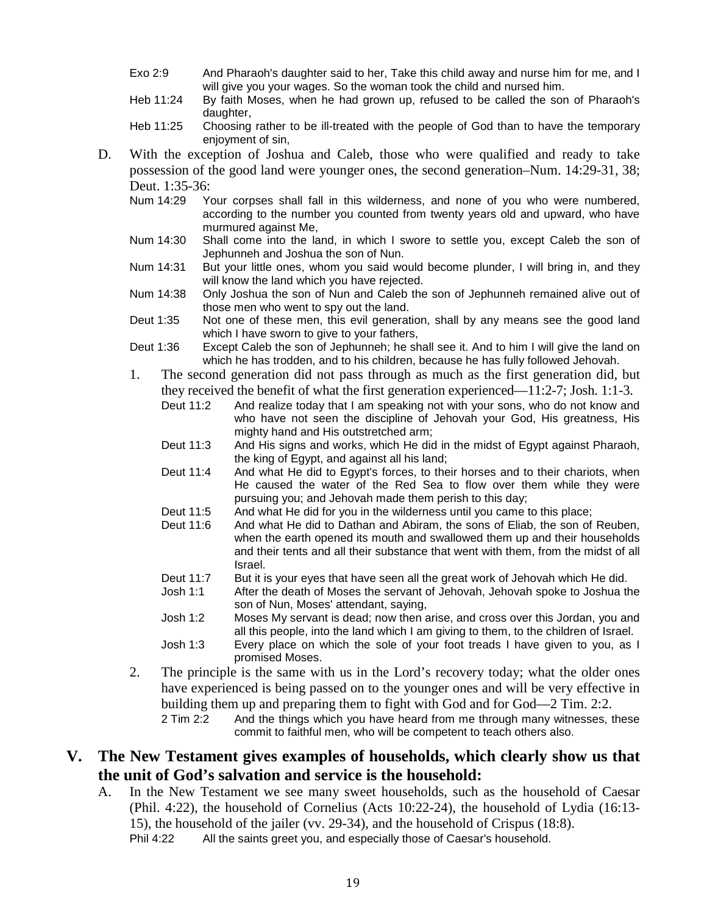Exo 2:9 And Pharaoh's daughter said to her, Take this child away and nurse him for me, and I will give you your wages. So the woman took the child and nursed him.

Heb 11:24 By faith Moses, when he had grown up, refused to be called the son of Pharaoh's daughter,

Heb 11:25 Choosing rather to be ill-treated with the people of God than to have the temporary enjoyment of sin,

D. With the exception of Joshua and Caleb, those who were qualified and ready to take possession of the good land were younger ones, the second generation–Num. 14:29-31, 38; Deut. 1:35-36:

Num 14:29 Your corpses shall fall in this wilderness, and none of you who were numbered, according to the number you counted from twenty years old and upward, who have murmured against Me,

Num 14:30 Shall come into the land, in which I swore to settle you, except Caleb the son of Jephunneh and Joshua the son of Nun.

Num 14:31 But your little ones, whom you said would become plunder, I will bring in, and they will know the land which you have rejected.

Num 14:38 Only Joshua the son of Nun and Caleb the son of Jephunneh remained alive out of those men who went to spy out the land.

Deut 1:35 Not one of these men, this evil generation, shall by any means see the good land which I have sworn to give to your fathers,

Deut 1:36 Except Caleb the son of Jephunneh; he shall see it. And to him I will give the land on which he has trodden, and to his children, because he has fully followed Jehovah.

1. The second generation did not pass through as much as the first generation did, but they received the benefit of what the first generation experienced—11:2-7; Josh. 1:1-3.

   Deut 11:2 And realize today that I am speaking not with your sons, who do not know and who have not seen the discipline of Jehovah your God, His greatness, His mighty hand and His outstretched arm;

   Deut 11:3 And His signs and works, which He did in the midst of Egypt against Pharaoh, the king of Egypt, and against all his land;

   Deut 11:4 And what He did to Egypt's forces, to their horses and to their chariots, when He caused the water of the Red Sea to flow over them while they were pursuing you; and Jehovah made them perish to this day;

   Deut 11:5 And what He did for you in the wilderness until you came to this place;

   Deut 11:6 And what He did to Dathan and Abiram, the sons of Eliab, the son of Reuben, when the earth opened its mouth and swallowed them up and their households and their tents and all their substance that went with them, from the midst of all Israel.

   Deut 11:7 But it is your eyes that have seen all the great work of Jehovah which He did.

   Josh 1:1 After the death of Moses the servant of Jehovah, Jehovah spoke to Joshua the son of Nun, Moses' attendant, saying,

   Josh 1:2 Moses My servant is dead; now then arise, and cross over this Jordan, you and all this people, into the land which I am giving to them, to the children of Israel.

   Josh 1:3 Every place on which the sole of your foot treads I have given to you, as I promised Moses.

2. The principle is the same with us in the Lord's recovery today; what the older ones have experienced is being passed on to the younger ones and will be very effective in building them up and preparing them to fight with God and for God—2 Tim. 2:2.

   2 Tim 2:2 And the things which you have heard from me through many witnesses, these commit to faithful men, who will be competent to teach others also.

## V. The New Testament gives examples of households, which clearly show us that the unit of God's salvation and service is the household:

A. In the New Testament we see many sweet households, such as the household of Caesar (Phil. 4:22), the household of Cornelius (Acts 10:22-24), the household of Lydia (16:13-15), the household of the jailer (vv. 29-34), and the household of Crispus (18:8).

Phil 4:22 All the saints greet you, and especially those of Caesar's household.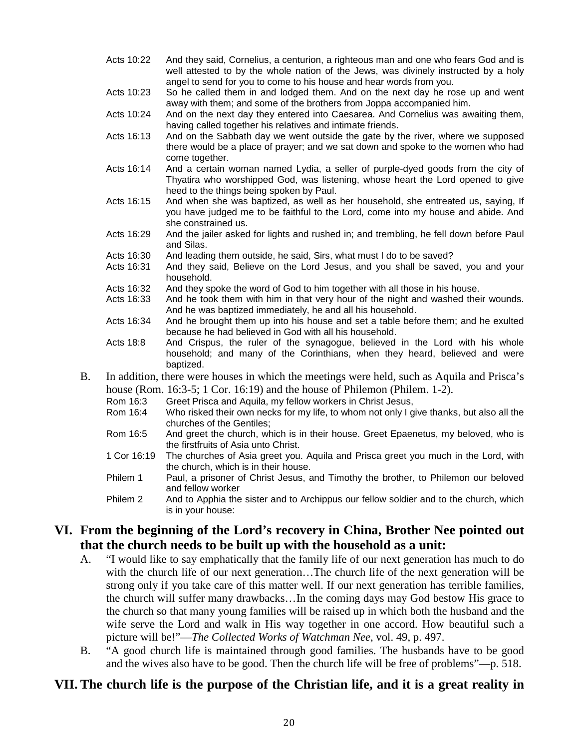Acts 10:22 And they said, Cornelius, a centurion, a righteous man and one who fears God and is well attested to by the whole nation of the Jews, was divinely instructed by a holy angel to send for you to come to his house and hear words from you.

Acts 10:23 So he called them in and lodged them. And on the next day he rose up and went away with them; and some of the brothers from Joppa accompanied him.

Acts 10:24 And on the next day they entered into Caesarea. And Cornelius was awaiting them, having called together his relatives and intimate friends.

Acts 16:13 And on the Sabbath day we went outside the gate by the river, where we supposed there would be a place of prayer; and we sat down and spoke to the women who had come together.

Acts 16:14 And a certain woman named Lydia, a seller of purple-dyed goods from the city of Thyatira who worshipped God, was listening, whose heart the Lord opened to give heed to the things being spoken by Paul.

Acts 16:15 And when she was baptized, as well as her household, she entreated us, saying, If you have judged me to be faithful to the Lord, come into my house and abide. And she constrained us.

Acts 16:29 And the jailer asked for lights and rushed in; and trembling, he fell down before Paul and Silas.

Acts 16:30 And leading them outside, he said, Sirs, what must I do to be saved?

Acts 16:31 And they said, Believe on the Lord Jesus, and you shall be saved, you and your household.

Acts 16:32 And they spoke the word of God to him together with all those in his house.

Acts 16:33 And he took them with him in that very hour of the night and washed their wounds. And he was baptized immediately, he and all his household.

Acts 16:34 And he brought them up into his house and set a table before them; and he exulted because he had believed in God with all his household.

Acts 18:8 And Crispus, the ruler of the synagogue, believed in the Lord with his whole household; and many of the Corinthians, when they heard, believed and were baptized.

B. In addition, there were houses in which the meetings were held, such as Aquila and Prisca's house (Rom. 16:3-5; 1 Cor. 16:19) and the house of Philemon (Philem. 1-2).

Rom 16:3 Greet Prisca and Aquila, my fellow workers in Christ Jesus,

Rom 16:4 Who risked their own necks for my life, to whom not only I give thanks, but also all the churches of the Gentiles;

Rom 16:5 And greet the church, which is in their house. Greet Epaenetus, my beloved, who is the firstfruits of Asia unto Christ.

1 Cor 16:19 The churches of Asia greet you. Aquila and Prisca greet you much in the Lord, with the church, which is in their house.

Philem 1 Paul, a prisoner of Christ Jesus, and Timothy the brother, to Philemon our beloved and fellow worker

Philem 2 And to Apphia the sister and to Archippus our fellow soldier and to the church, which is in your house:

## VI. From the beginning of the Lord's recovery in China, Brother Nee pointed out that the church needs to be built up with the household as a unit:

A. "I would like to say emphatically that the family life of our next generation has much to do with the church life of our next generation…The church life of the next generation will be strong only if you take care of this matter well. If our next generation has terrible families, the church will suffer many drawbacks…In the coming days may God bestow His grace to the church so that many young families will be raised up in which both the husband and the wife serve the Lord and walk in His way together in one accord. How beautiful such a picture will be!"—*The Collected Works of Watchman Nee*, vol. 49, p. 497.

B. "A good church life is maintained through good families. The husbands have to be good and the wives also have to be good. Then the church life will be free of problems"—p. 518.

## VII. The church life is the purpose of the Christian life, and it is a great reality in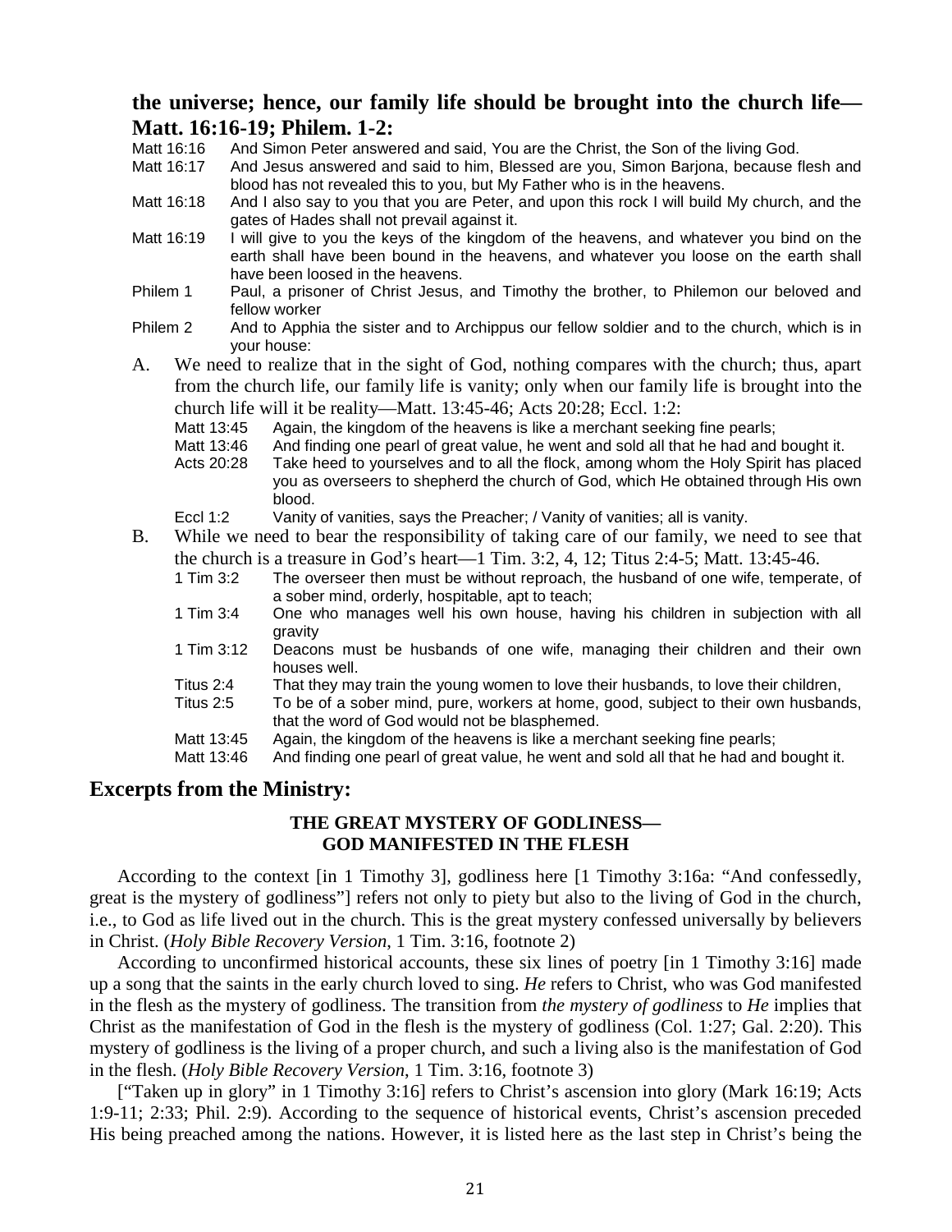**the universe; hence, our family life should be brought into the church life—Matt. 16:16-19; Philem. 1-2:**

Matt 16:16 And Simon Peter answered and said, You are the Christ, the Son of the living God.
Matt 16:17 And Jesus answered and said to him, Blessed are you, Simon Barjona, because flesh and blood has not revealed this to you, but My Father who is in the heavens.
Matt 16:18 And I also say to you that you are Peter, and upon this rock I will build My church, and the gates of Hades shall not prevail against it.
Matt 16:19 I will give to you the keys of the kingdom of the heavens, and whatever you bind on the earth shall have been bound in the heavens, and whatever you loose on the earth shall have been loosed in the heavens.
Philem 1 Paul, a prisoner of Christ Jesus, and Timothy the brother, to Philemon our beloved and fellow worker
Philem 2 And to Apphia the sister and to Archippus our fellow soldier and to the church, which is in your house:

A. We need to realize that in the sight of God, nothing compares with the church; thus, apart from the church life, our family life is vanity; only when our family life is brought into the church life will it be reality—Matt. 13:45-46; Acts 20:28; Eccl. 1:2:

Matt 13:45 Again, the kingdom of the heavens is like a merchant seeking fine pearls;
Matt 13:46 And finding one pearl of great value, he went and sold all that he had and bought it.
Acts 20:28 Take heed to yourselves and to all the flock, among whom the Holy Spirit has placed you as overseers to shepherd the church of God, which He obtained through His own blood.
Eccl 1:2 Vanity of vanities, says the Preacher; / Vanity of vanities; all is vanity.

B. While we need to bear the responsibility of taking care of our family, we need to see that the church is a treasure in God's heart—1 Tim. 3:2, 4, 12; Titus 2:4-5; Matt. 13:45-46.

1 Tim 3:2 The overseer then must be without reproach, the husband of one wife, temperate, of a sober mind, orderly, hospitable, apt to teach;
1 Tim 3:4 One who manages well his own house, having his children in subjection with all gravity
1 Tim 3:12 Deacons must be husbands of one wife, managing their children and their own houses well.
Titus 2:4 That they may train the young women to love their husbands, to love their children,
Titus 2:5 To be of a sober mind, pure, workers at home, good, subject to their own husbands, that the word of God would not be blasphemed.
Matt 13:45 Again, the kingdom of the heavens is like a merchant seeking fine pearls;
Matt 13:46 And finding one pearl of great value, he went and sold all that he had and bought it.

## Excerpts from the Ministry:

### THE GREAT MYSTERY OF GODLINESS—GOD MANIFESTED IN THE FLESH

According to the context [in 1 Timothy 3], godliness here [1 Timothy 3:16a: "And confessedly, great is the mystery of godliness"] refers not only to piety but also to the living of God in the church, i.e., to God as life lived out in the church. This is the great mystery confessed universally by believers in Christ. (*Holy Bible Recovery Version*, 1 Tim. 3:16, footnote 2)

According to unconfirmed historical accounts, these six lines of poetry [in 1 Timothy 3:16] made up a song that the saints in the early church loved to sing. *He* refers to Christ, who was God manifested in the flesh as the mystery of godliness. The transition from *the mystery of godliness* to *He* implies that Christ as the manifestation of God in the flesh is the mystery of godliness (Col. 1:27; Gal. 2:20). This mystery of godliness is the living of a proper church, and such a living also is the manifestation of God in the flesh. (*Holy Bible Recovery Version*, 1 Tim. 3:16, footnote 3)

["Taken up in glory" in 1 Timothy 3:16] refers to Christ's ascension into glory (Mark 16:19; Acts 1:9-11; 2:33; Phil. 2:9). According to the sequence of historical events, Christ's ascension preceded His being preached among the nations. However, it is listed here as the last step in Christ's being the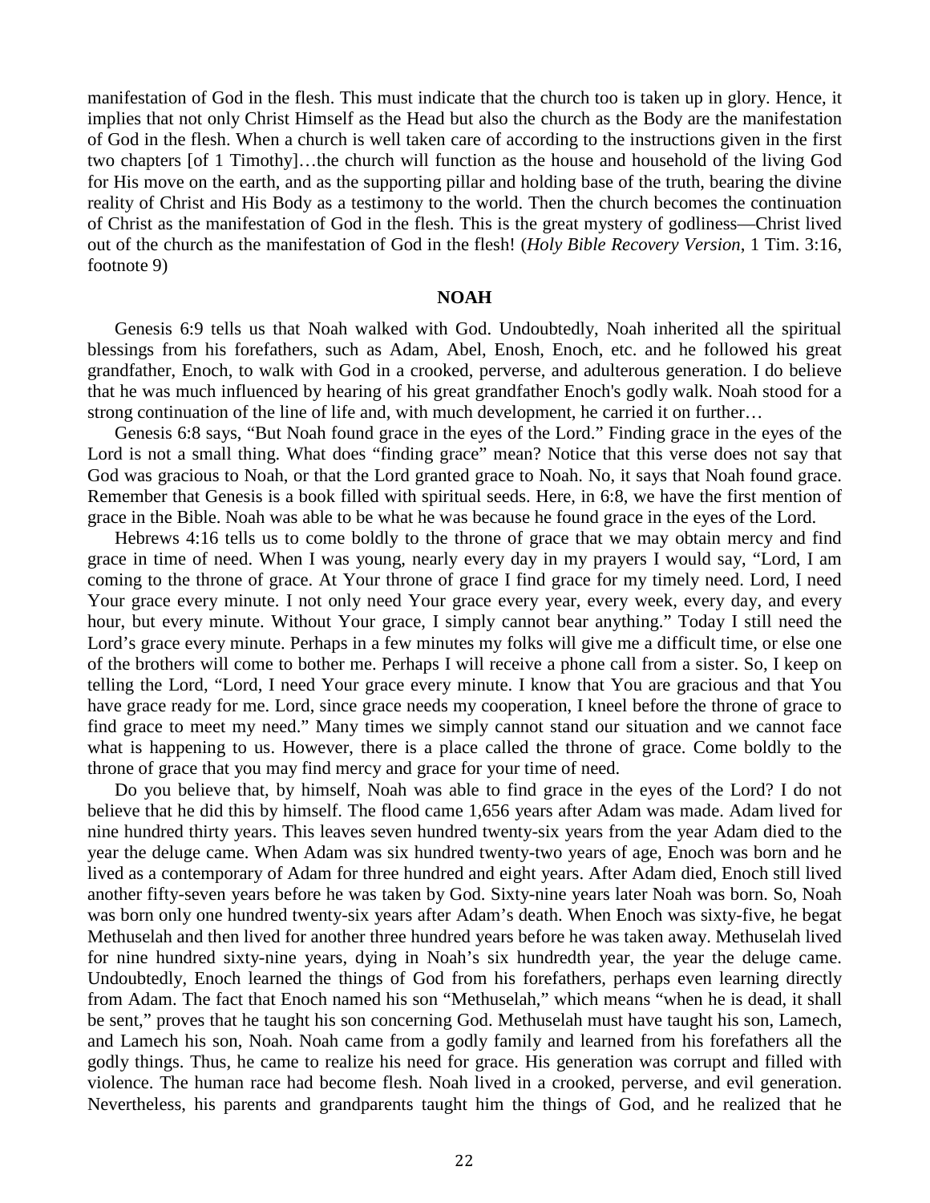manifestation of God in the flesh. This must indicate that the church too is taken up in glory. Hence, it implies that not only Christ Himself as the Head but also the church as the Body are the manifestation of God in the flesh. When a church is well taken care of according to the instructions given in the first two chapters [of 1 Timothy]…the church will function as the house and household of the living God for His move on the earth, and as the supporting pillar and holding base of the truth, bearing the divine reality of Christ and His Body as a testimony to the world. Then the church becomes the continuation of Christ as the manifestation of God in the flesh. This is the great mystery of godliness—Christ lived out of the church as the manifestation of God in the flesh! (*Holy Bible Recovery Version*, 1 Tim. 3:16, footnote 9)

## NOAH

Genesis 6:9 tells us that Noah walked with God. Undoubtedly, Noah inherited all the spiritual blessings from his forefathers, such as Adam, Abel, Enosh, Enoch, etc. and he followed his great grandfather, Enoch, to walk with God in a crooked, perverse, and adulterous generation. I do believe that he was much influenced by hearing of his great grandfather Enoch's godly walk. Noah stood for a strong continuation of the line of life and, with much development, he carried it on further…

Genesis 6:8 says, "But Noah found grace in the eyes of the Lord." Finding grace in the eyes of the Lord is not a small thing. What does "finding grace" mean? Notice that this verse does not say that God was gracious to Noah, or that the Lord granted grace to Noah. No, it says that Noah found grace. Remember that Genesis is a book filled with spiritual seeds. Here, in 6:8, we have the first mention of grace in the Bible. Noah was able to be what he was because he found grace in the eyes of the Lord.

Hebrews 4:16 tells us to come boldly to the throne of grace that we may obtain mercy and find grace in time of need. When I was young, nearly every day in my prayers I would say, "Lord, I am coming to the throne of grace. At Your throne of grace I find grace for my timely need. Lord, I need Your grace every minute. I not only need Your grace every year, every week, every day, and every hour, but every minute. Without Your grace, I simply cannot bear anything." Today I still need the Lord's grace every minute. Perhaps in a few minutes my folks will give me a difficult time, or else one of the brothers will come to bother me. Perhaps I will receive a phone call from a sister. So, I keep on telling the Lord, "Lord, I need Your grace every minute. I know that You are gracious and that You have grace ready for me. Lord, since grace needs my cooperation, I kneel before the throne of grace to find grace to meet my need." Many times we simply cannot stand our situation and we cannot face what is happening to us. However, there is a place called the throne of grace. Come boldly to the throne of grace that you may find mercy and grace for your time of need.

Do you believe that, by himself, Noah was able to find grace in the eyes of the Lord? I do not believe that he did this by himself. The flood came 1,656 years after Adam was made. Adam lived for nine hundred thirty years. This leaves seven hundred twenty-six years from the year Adam died to the year the deluge came. When Adam was six hundred twenty-two years of age, Enoch was born and he lived as a contemporary of Adam for three hundred and eight years. After Adam died, Enoch still lived another fifty-seven years before he was taken by God. Sixty-nine years later Noah was born. So, Noah was born only one hundred twenty-six years after Adam's death. When Enoch was sixty-five, he begat Methuselah and then lived for another three hundred years before he was taken away. Methuselah lived for nine hundred sixty-nine years, dying in Noah's six hundredth year, the year the deluge came. Undoubtedly, Enoch learned the things of God from his forefathers, perhaps even learning directly from Adam. The fact that Enoch named his son "Methuselah," which means "when he is dead, it shall be sent," proves that he taught his son concerning God. Methuselah must have taught his son, Lamech, and Lamech his son, Noah. Noah came from a godly family and learned from his forefathers all the godly things. Thus, he came to realize his need for grace. His generation was corrupt and filled with violence. The human race had become flesh. Noah lived in a crooked, perverse, and evil generation. Nevertheless, his parents and grandparents taught him the things of God, and he realized that he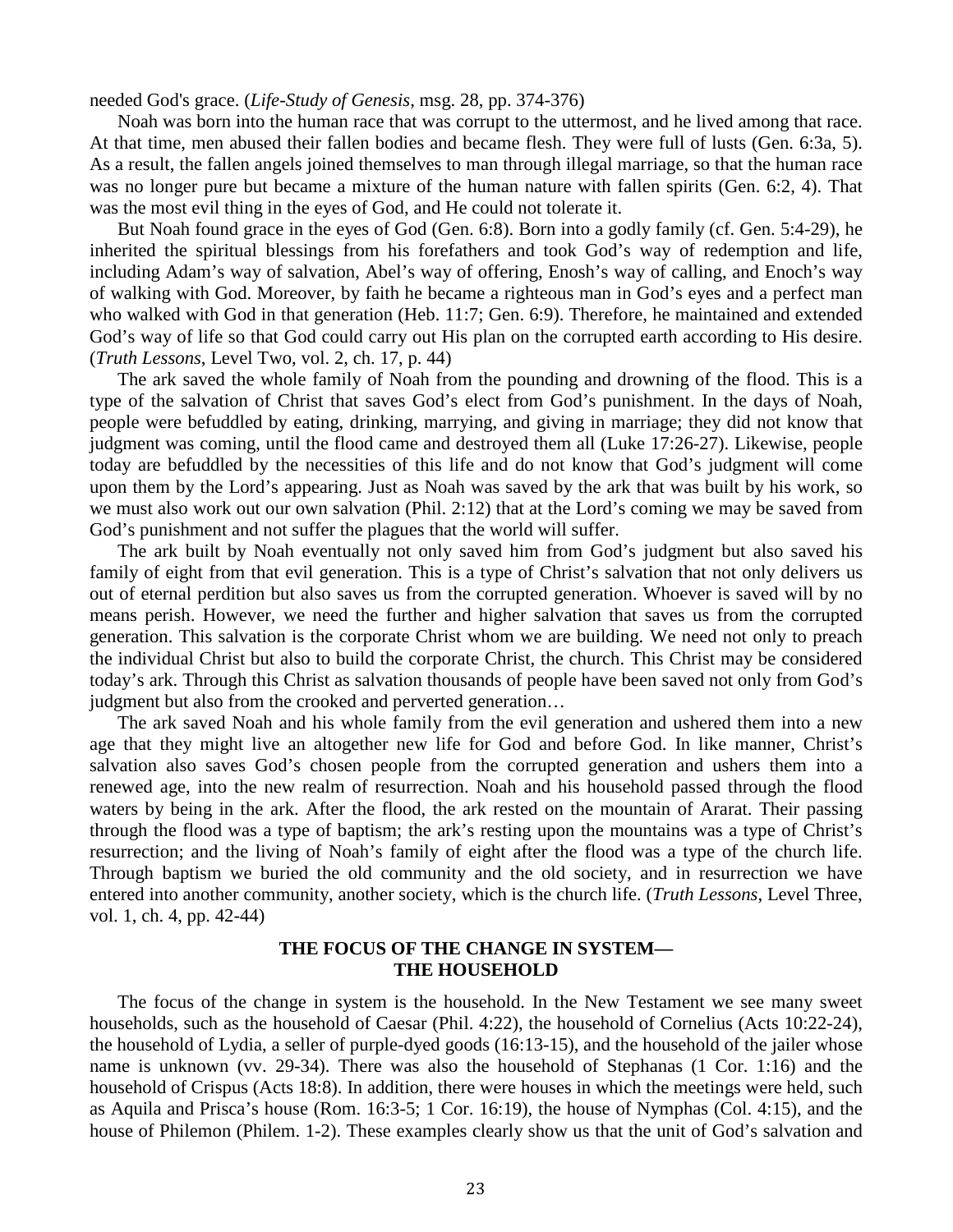needed God's grace. (*Life-Study of Genesis*, msg. 28, pp. 374-376)

Noah was born into the human race that was corrupt to the uttermost, and he lived among that race. At that time, men abused their fallen bodies and became flesh. They were full of lusts (Gen. 6:3a, 5). As a result, the fallen angels joined themselves to man through illegal marriage, so that the human race was no longer pure but became a mixture of the human nature with fallen spirits (Gen. 6:2, 4). That was the most evil thing in the eyes of God, and He could not tolerate it.

But Noah found grace in the eyes of God (Gen. 6:8). Born into a godly family (cf. Gen. 5:4-29), he inherited the spiritual blessings from his forefathers and took God's way of redemption and life, including Adam's way of salvation, Abel's way of offering, Enosh's way of calling, and Enoch's way of walking with God. Moreover, by faith he became a righteous man in God's eyes and a perfect man who walked with God in that generation (Heb. 11:7; Gen. 6:9). Therefore, he maintained and extended God's way of life so that God could carry out His plan on the corrupted earth according to His desire. (*Truth Lessons*, Level Two, vol. 2, ch. 17, p. 44)

The ark saved the whole family of Noah from the pounding and drowning of the flood. This is a type of the salvation of Christ that saves God's elect from God's punishment. In the days of Noah, people were befuddled by eating, drinking, marrying, and giving in marriage; they did not know that judgment was coming, until the flood came and destroyed them all (Luke 17:26-27). Likewise, people today are befuddled by the necessities of this life and do not know that God's judgment will come upon them by the Lord's appearing. Just as Noah was saved by the ark that was built by his work, so we must also work out our own salvation (Phil. 2:12) that at the Lord's coming we may be saved from God's punishment and not suffer the plagues that the world will suffer.

The ark built by Noah eventually not only saved him from God's judgment but also saved his family of eight from that evil generation. This is a type of Christ's salvation that not only delivers us out of eternal perdition but also saves us from the corrupted generation. Whoever is saved will by no means perish. However, we need the further and higher salvation that saves us from the corrupted generation. This salvation is the corporate Christ whom we are building. We need not only to preach the individual Christ but also to build the corporate Christ, the church. This Christ may be considered today's ark. Through this Christ as salvation thousands of people have been saved not only from God's judgment but also from the crooked and perverted generation…

The ark saved Noah and his whole family from the evil generation and ushered them into a new age that they might live an altogether new life for God and before God. In like manner, Christ's salvation also saves God's chosen people from the corrupted generation and ushers them into a renewed age, into the new realm of resurrection. Noah and his household passed through the flood waters by being in the ark. After the flood, the ark rested on the mountain of Ararat. Their passing through the flood was a type of baptism; the ark's resting upon the mountains was a type of Christ's resurrection; and the living of Noah's family of eight after the flood was a type of the church life. Through baptism we buried the old community and the old society, and in resurrection we have entered into another community, another society, which is the church life. (*Truth Lessons*, Level Three, vol. 1, ch. 4, pp. 42-44)

## THE FOCUS OF THE CHANGE IN SYSTEM—THE HOUSEHOLD

The focus of the change in system is the household. In the New Testament we see many sweet households, such as the household of Caesar (Phil. 4:22), the household of Cornelius (Acts 10:22-24), the household of Lydia, a seller of purple-dyed goods (16:13-15), and the household of the jailer whose name is unknown (vv. 29-34). There was also the household of Stephanas (1 Cor. 1:16) and the household of Crispus (Acts 18:8). In addition, there were houses in which the meetings were held, such as Aquila and Prisca's house (Rom. 16:3-5; 1 Cor. 16:19), the house of Nymphas (Col. 4:15), and the house of Philemon (Philem. 1-2). These examples clearly show us that the unit of God's salvation and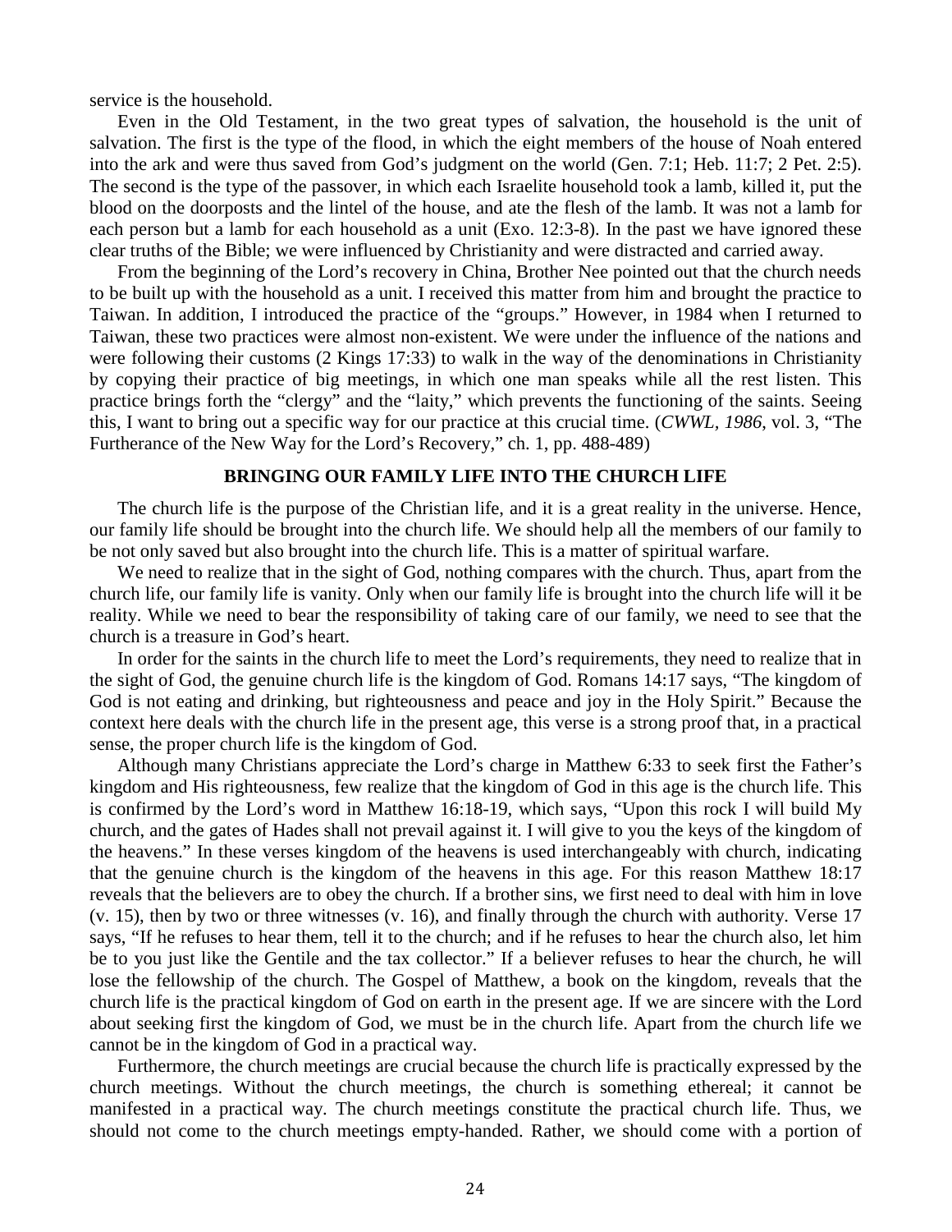service is the household.

Even in the Old Testament, in the two great types of salvation, the household is the unit of salvation. The first is the type of the flood, in which the eight members of the house of Noah entered into the ark and were thus saved from God's judgment on the world (Gen. 7:1; Heb. 11:7; 2 Pet. 2:5). The second is the type of the passover, in which each Israelite household took a lamb, killed it, put the blood on the doorposts and the lintel of the house, and ate the flesh of the lamb. It was not a lamb for each person but a lamb for each household as a unit (Exo. 12:3-8). In the past we have ignored these clear truths of the Bible; we were influenced by Christianity and were distracted and carried away.

From the beginning of the Lord's recovery in China, Brother Nee pointed out that the church needs to be built up with the household as a unit. I received this matter from him and brought the practice to Taiwan. In addition, I introduced the practice of the "groups." However, in 1984 when I returned to Taiwan, these two practices were almost non-existent. We were under the influence of the nations and were following their customs (2 Kings 17:33) to walk in the way of the denominations in Christianity by copying their practice of big meetings, in which one man speaks while all the rest listen. This practice brings forth the "clergy" and the "laity," which prevents the functioning of the saints. Seeing this, I want to bring out a specific way for our practice at this crucial time. (*CWWL, 1986*, vol. 3, "The Furtherance of the New Way for the Lord's Recovery," ch. 1, pp. 488-489)

## BRINGING OUR FAMILY LIFE INTO THE CHURCH LIFE

The church life is the purpose of the Christian life, and it is a great reality in the universe. Hence, our family life should be brought into the church life. We should help all the members of our family to be not only saved but also brought into the church life. This is a matter of spiritual warfare.

We need to realize that in the sight of God, nothing compares with the church. Thus, apart from the church life, our family life is vanity. Only when our family life is brought into the church life will it be reality. While we need to bear the responsibility of taking care of our family, we need to see that the church is a treasure in God's heart.

In order for the saints in the church life to meet the Lord's requirements, they need to realize that in the sight of God, the genuine church life is the kingdom of God. Romans 14:17 says, "The kingdom of God is not eating and drinking, but righteousness and peace and joy in the Holy Spirit." Because the context here deals with the church life in the present age, this verse is a strong proof that, in a practical sense, the proper church life is the kingdom of God.

Although many Christians appreciate the Lord's charge in Matthew 6:33 to seek first the Father's kingdom and His righteousness, few realize that the kingdom of God in this age is the church life. This is confirmed by the Lord's word in Matthew 16:18-19, which says, "Upon this rock I will build My church, and the gates of Hades shall not prevail against it. I will give to you the keys of the kingdom of the heavens." In these verses kingdom of the heavens is used interchangeably with church, indicating that the genuine church is the kingdom of the heavens in this age. For this reason Matthew 18:17 reveals that the believers are to obey the church. If a brother sins, we first need to deal with him in love (v. 15), then by two or three witnesses (v. 16), and finally through the church with authority. Verse 17 says, "If he refuses to hear them, tell it to the church; and if he refuses to hear the church also, let him be to you just like the Gentile and the tax collector." If a believer refuses to hear the church, he will lose the fellowship of the church. The Gospel of Matthew, a book on the kingdom, reveals that the church life is the practical kingdom of God on earth in the present age. If we are sincere with the Lord about seeking first the kingdom of God, we must be in the church life. Apart from the church life we cannot be in the kingdom of God in a practical way.

Furthermore, the church meetings are crucial because the church life is practically expressed by the church meetings. Without the church meetings, the church is something ethereal; it cannot be manifested in a practical way. The church meetings constitute the practical church life. Thus, we should not come to the church meetings empty-handed. Rather, we should come with a portion of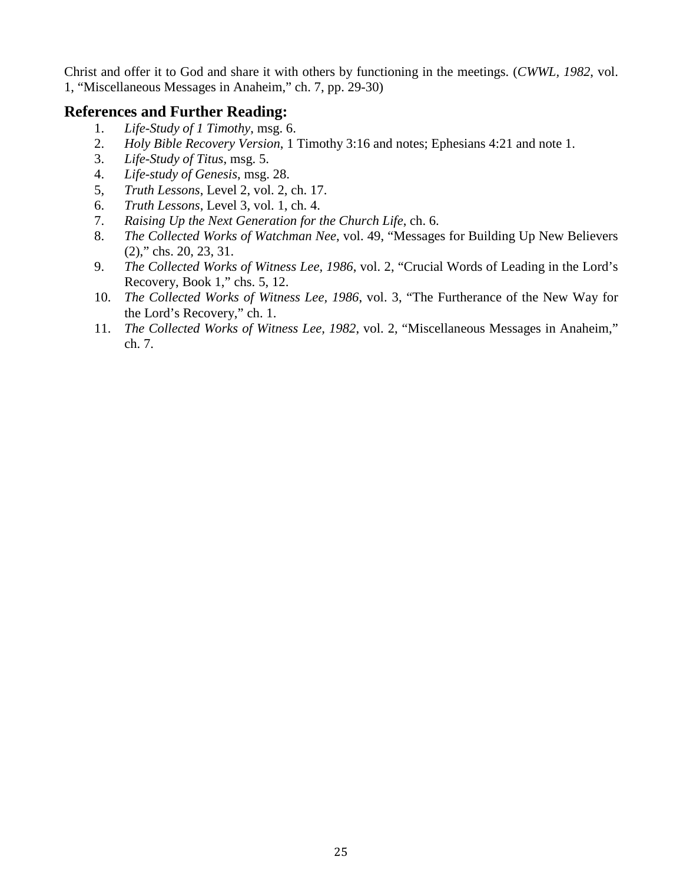Christ and offer it to God and share it with others by functioning in the meetings. (*CWWL, 1982*, vol. 1, “Miscellaneous Messages in Anaheim,” ch. 7, pp. 29-30)

## References and Further Reading:

1. *Life-Study of 1 Timothy*, msg. 6.
2. *Holy Bible Recovery Version*, 1 Timothy 3:16 and notes; Ephesians 4:21 and note 1.
3. *Life-Study of Titus*, msg. 5.
4. *Life-study of Genesis*, msg. 28.
5, *Truth Lessons*, Level 2, vol. 2, ch. 17.
6. *Truth Lessons*, Level 3, vol. 1, ch. 4.
7. *Raising Up the Next Generation for the Church Life*, ch. 6.
8. *The Collected Works of Watchman Nee*, vol. 49, “Messages for Building Up New Believers (2),” chs. 20, 23, 31.
9. *The Collected Works of Witness Lee, 1986*, vol. 2, “Crucial Words of Leading in the Lord’s Recovery, Book 1,” chs. 5, 12.
10. *The Collected Works of Witness Lee, 1986*, vol. 3, “The Furtherance of the New Way for the Lord’s Recovery,” ch. 1.
11. *The Collected Works of Witness Lee, 1982*, vol. 2, “Miscellaneous Messages in Anaheim,” ch. 7.